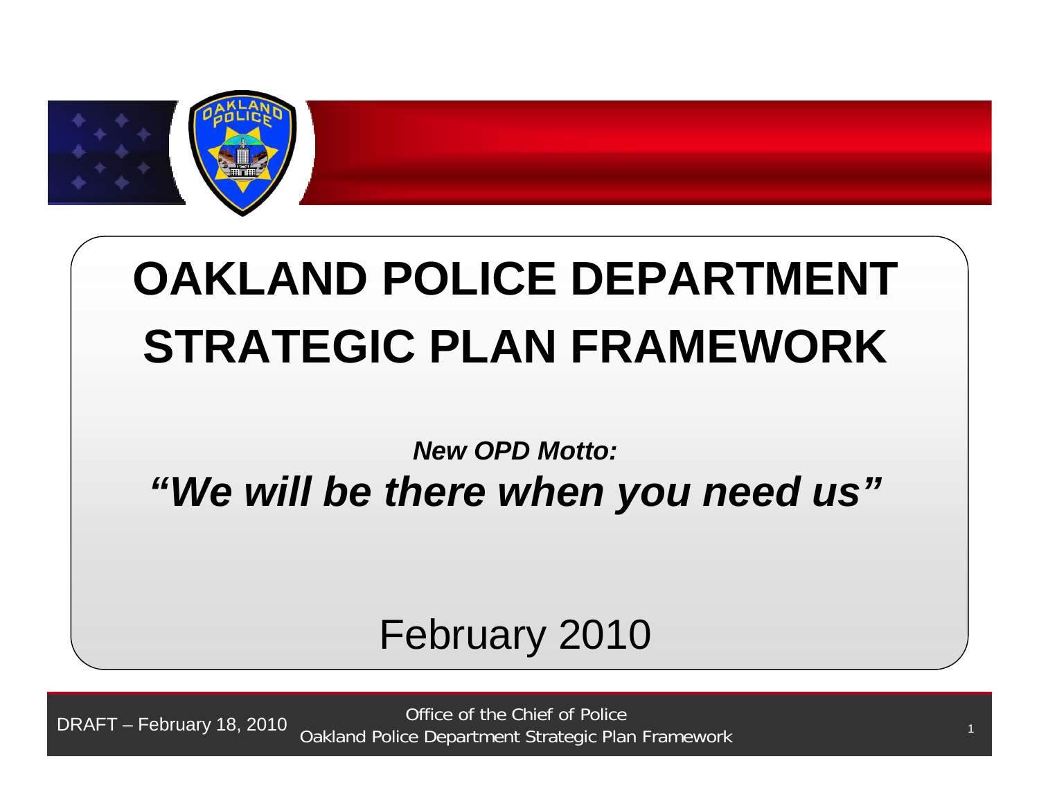# OAKLAND POLICE DEPARTMENT STRATEGIC PLAN FRAMEWORK

***New OPD Motto:***

## ***"We will be there when you need us"***

February 2010

DRAFT – February 18, 2010

Office of the Chief of Police
Oakland Police Department Strategic Plan Framework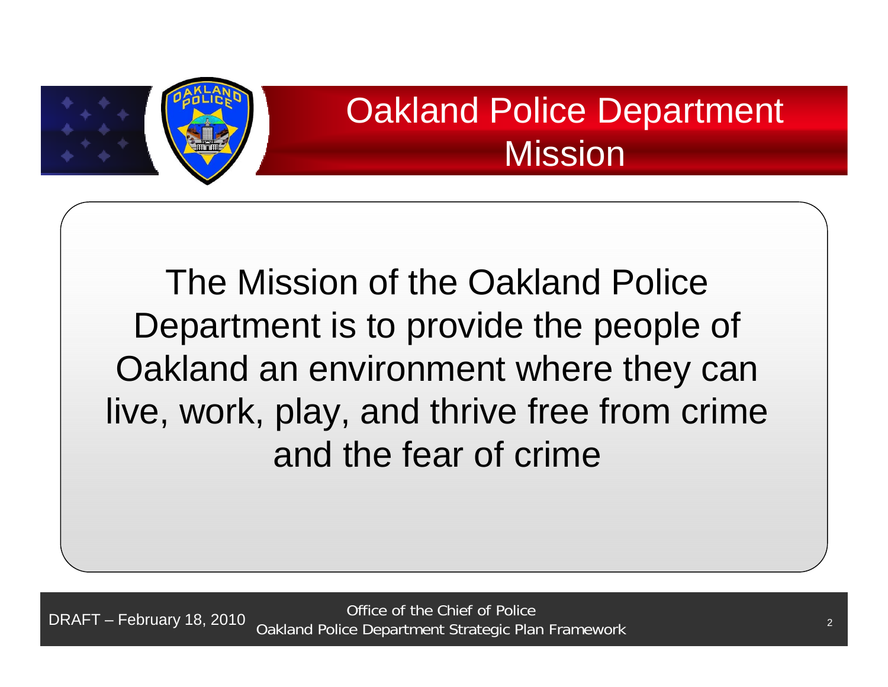# Oakland Police Department Mission

The Mission of the Oakland Police Department is to provide the people of Oakland an environment where they can live, work, play, and thrive free from crime and the fear of crime

DRAFT – February 18, 2010

Office of the Chief of Police
Oakland Police Department Strategic Plan Framework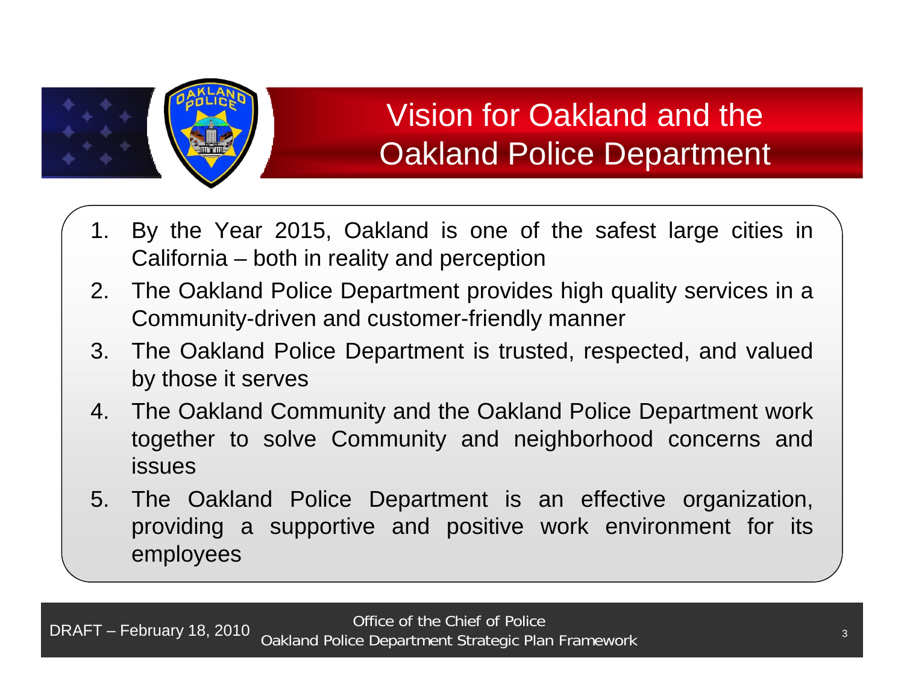# Vision for Oakland and the Oakland Police Department

1. By the Year 2015, Oakland is one of the safest large cities in California – both in reality and perception
2. The Oakland Police Department provides high quality services in a Community-driven and customer-friendly manner
3. The Oakland Police Department is trusted, respected, and valued by those it serves
4. The Oakland Community and the Oakland Police Department work together to solve Community and neighborhood concerns and issues
5. The Oakland Police Department is an effective organization, providing a supportive and positive work environment for its employees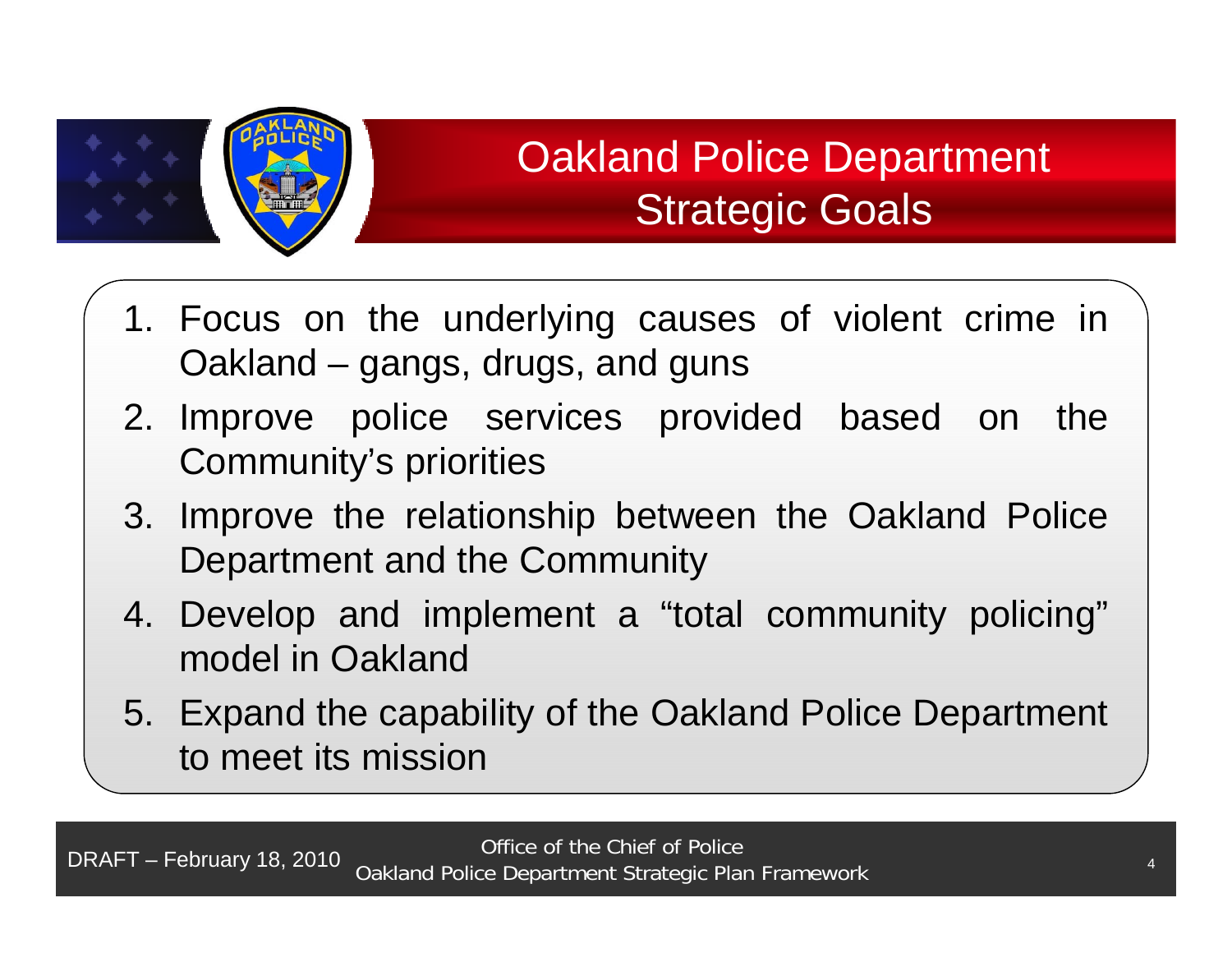# Oakland Police Department Strategic Goals

1. Focus on the underlying causes of violent crime in Oakland – gangs, drugs, and guns
2. Improve police services provided based on the Community's priorities
3. Improve the relationship between the Oakland Police Department and the Community
4. Develop and implement a "total community policing" model in Oakland
5. Expand the capability of the Oakland Police Department to meet its mission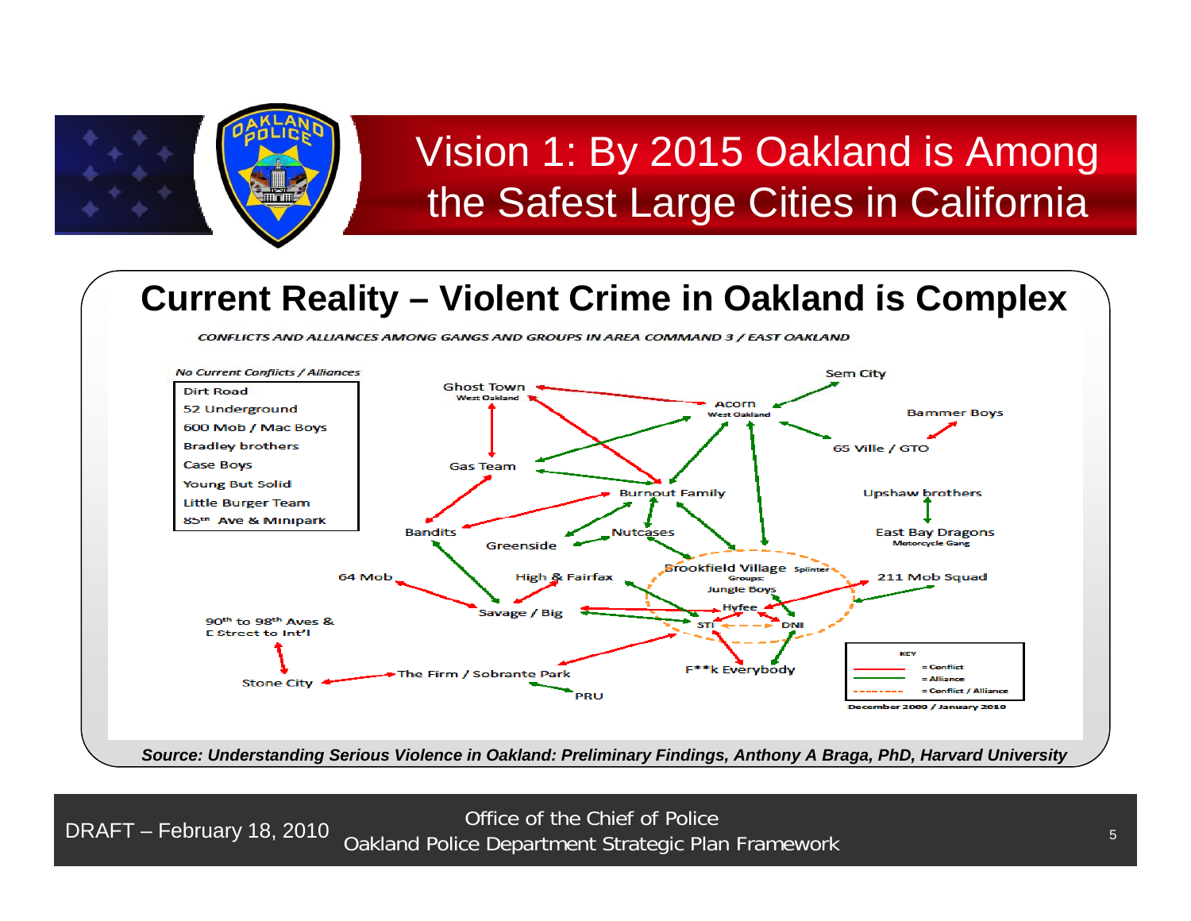# Vision 1: By 2015 Oakland is Among the Safest Large Cities in California

## Current Reality – Violent Crime in Oakland is Complex

*CONFLICTS AND ALLIANCES AMONG GANGS AND GROUPS IN AREA COMMAND 3 / EAST OAKLAND*

*No Current Conflicts / Alliances*

- Dirt Road
- 52 Underground
- 600 Mob / Mac Boys
- Bradley brothers
- Case Boys
- Young But Solid
- Little Burger Team
- 85th Ave & Minipark

Ghost Town (West Oakland), Acorn (West Oakland), Sem City, Bammer Boys, 65 Ville / GTO, Gas Team, Burnout Family, Upshaw brothers, East Bay Dragons (Motorcycle Gang), Bandits, Greenside, Nutcases, Brookfield Village (Splinter Groups: Jungle Boys, Hyfee, STI, DNI), 64 Mob, High & Fairfax, 211 Mob Squad, Savage / Big, 90th to 98th Aves & E Street to Int'l, Stone City, The Firm / Sobrante Park, F**k Everybody, PRU

KEY: = Conflict; = Alliance; = Conflict / Alliance

December 2009 / January 2010

*Source: Understanding Serious Violence in Oakland: Preliminary Findings, Anthony A Braga, PhD, Harvard University*

DRAFT – February 18, 2010

Office of the Chief of Police
Oakland Police Department Strategic Plan Framework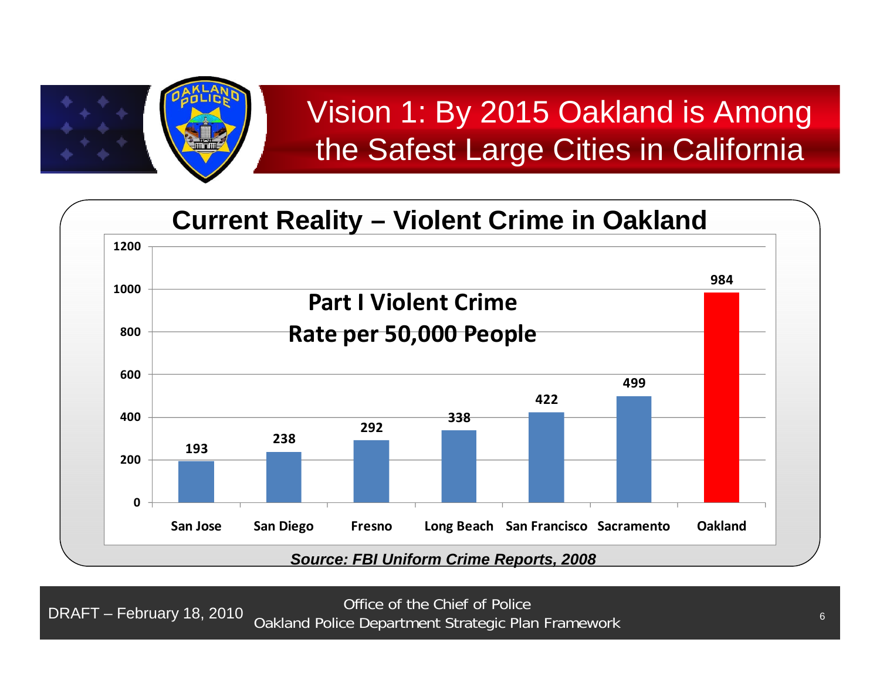# Vision 1: By 2015 Oakland is Among the Safest Large Cities in California

## Current Reality – Violent Crime in Oakland

**Part I Violent Crime Rate per 50,000 People**

| City | Rate |
|---|---|
| San Jose | 193 |
| San Diego | 238 |
| Fresno | 292 |
| Long Beach | 338 |
| San Francisco | 422 |
| Sacramento | 499 |
| Oakland | 984 |

***Source: FBI Uniform Crime Reports, 2008***

DRAFT – February 18, 2010

Office of the Chief of Police
Oakland Police Department Strategic Plan Framework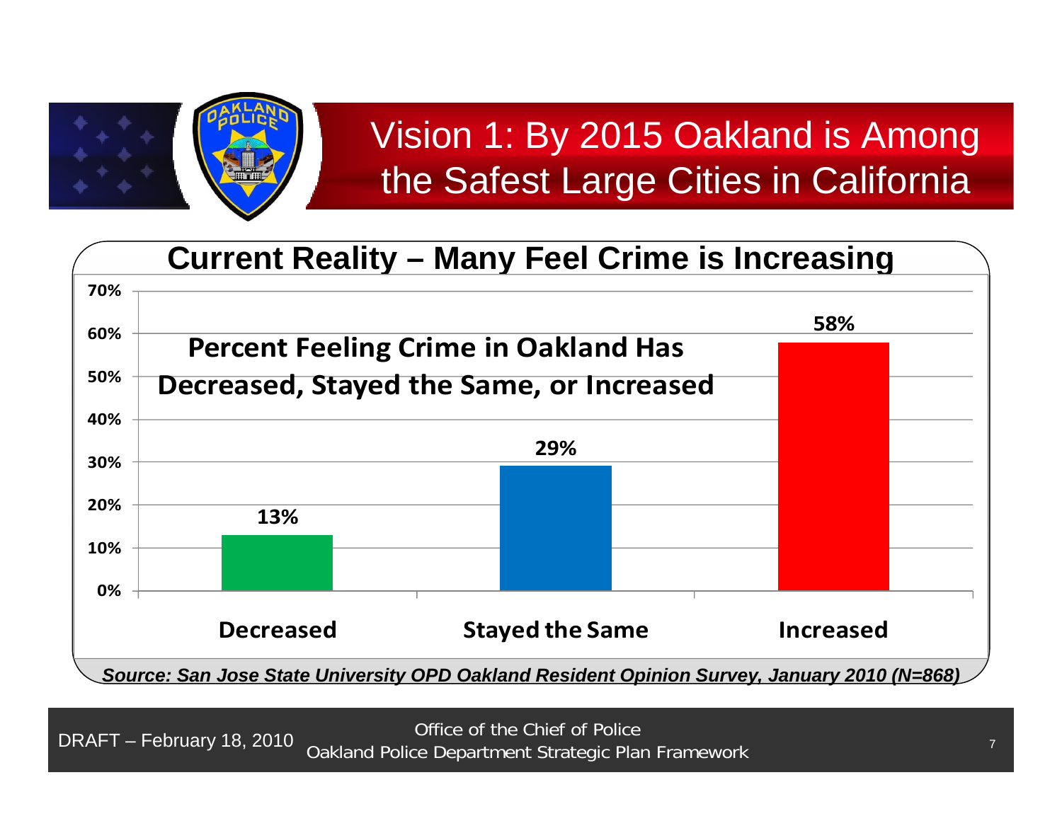# Vision 1: By 2015 Oakland is Among the Safest Large Cities in California

## Current Reality – Many Feel Crime is Increasing

**Percent Feeling Crime in Oakland Has Decreased, Stayed the Same, or Increased**

| Response | Percent |
|---|---|
| Decreased | 13% |
| Stayed the Same | 29% |
| Increased | 58% |

***Source: San Jose State University OPD Oakland Resident Opinion Survey, January 2010 (N=868)***

DRAFT – February 18, 2010

Office of the Chief of Police
Oakland Police Department Strategic Plan Framework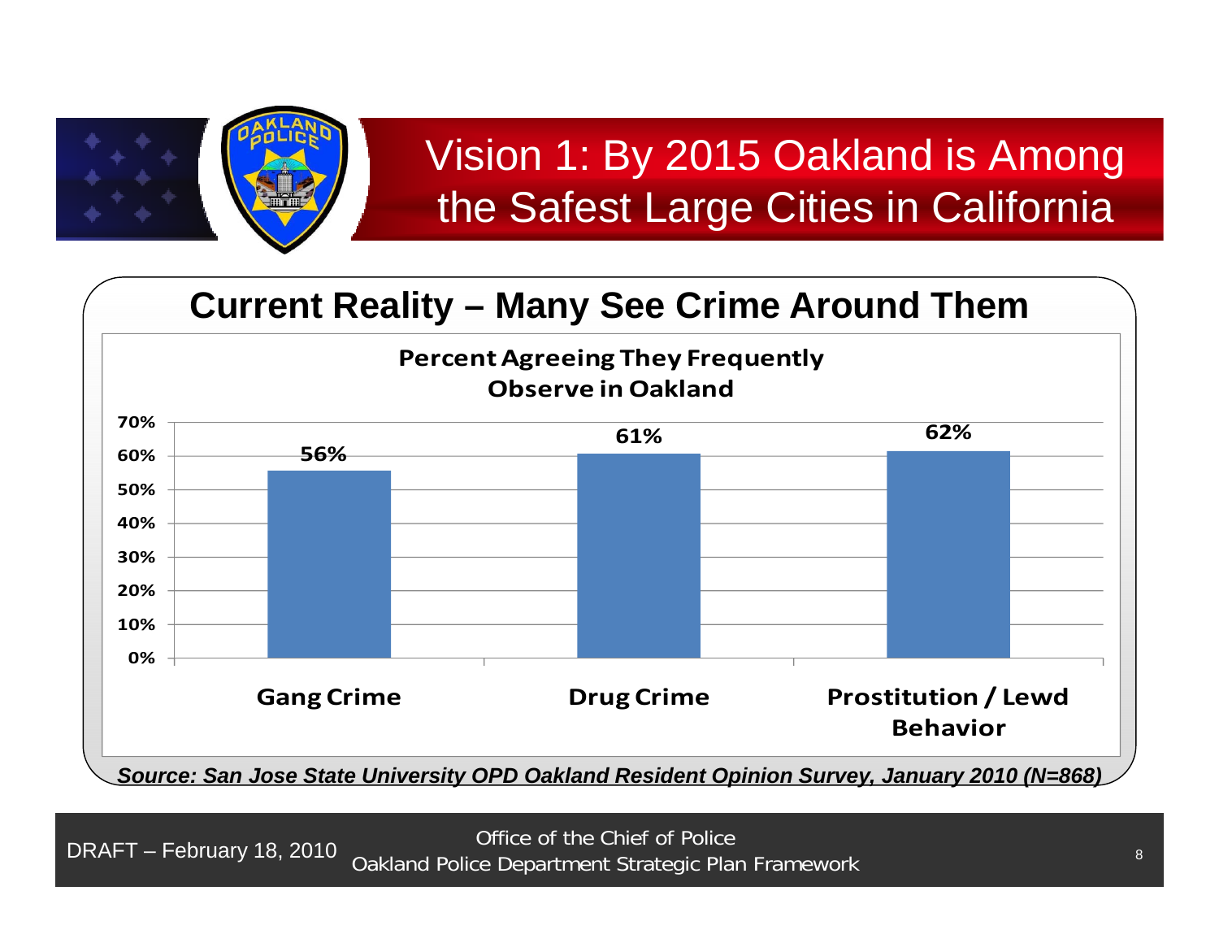# Vision 1: By 2015 Oakland is Among the Safest Large Cities in California

## Current Reality – Many See Crime Around Them

**Percent Agreeing They Frequently Observe in Oakland**

| Category | Percent |
|---|---|
| Gang Crime | 56% |
| Drug Crime | 61% |
| Prostitution / Lewd Behavior | 62% |

***Source: San Jose State University OPD Oakland Resident Opinion Survey, January 2010 (N=868)***

DRAFT – February 18, 2010

Office of the Chief of Police
Oakland Police Department Strategic Plan Framework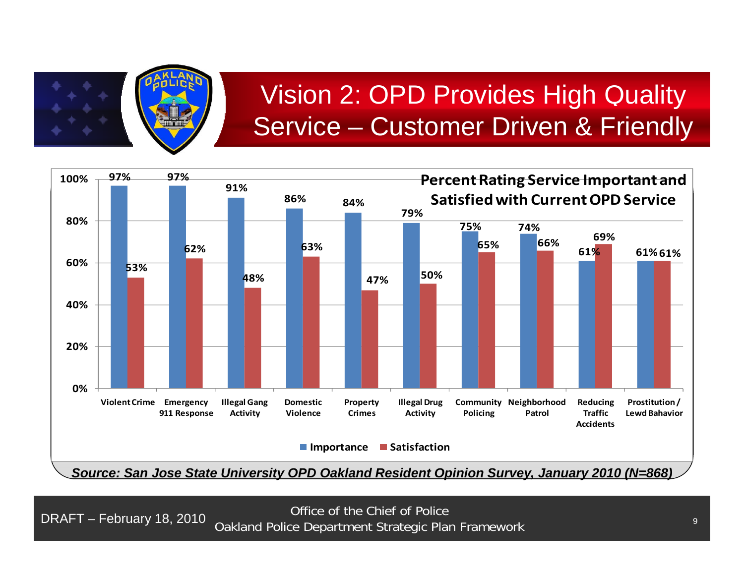# Vision 2: OPD Provides High Quality Service – Customer Driven & Friendly

**Percent Rating Service Important and Satisfied with Current OPD Service**

| | Importance | Satisfaction |
|---|---|---|
| Violent Crime | 97% | 53% |
| Emergency 911 Response | 97% | 62% |
| Illegal Gang Activity | 91% | 48% |
| Domestic Violence | 86% | 63% |
| Property Crimes | 84% | 47% |
| Illegal Drug Activity | 79% | 50% |
| Community Policing | 75% | 65% |
| Neighborhood Patrol | 74% | 66% |
| Reducing Traffic Accidents | 61% | 69% |
| Prostitution / Lewd Bahavior | 61% | 61% |

***Source: San Jose State University OPD Oakland Resident Opinion Survey, January 2010 (N=868)***

DRAFT – February 18, 2010

Office of the Chief of Police
Oakland Police Department Strategic Plan Framework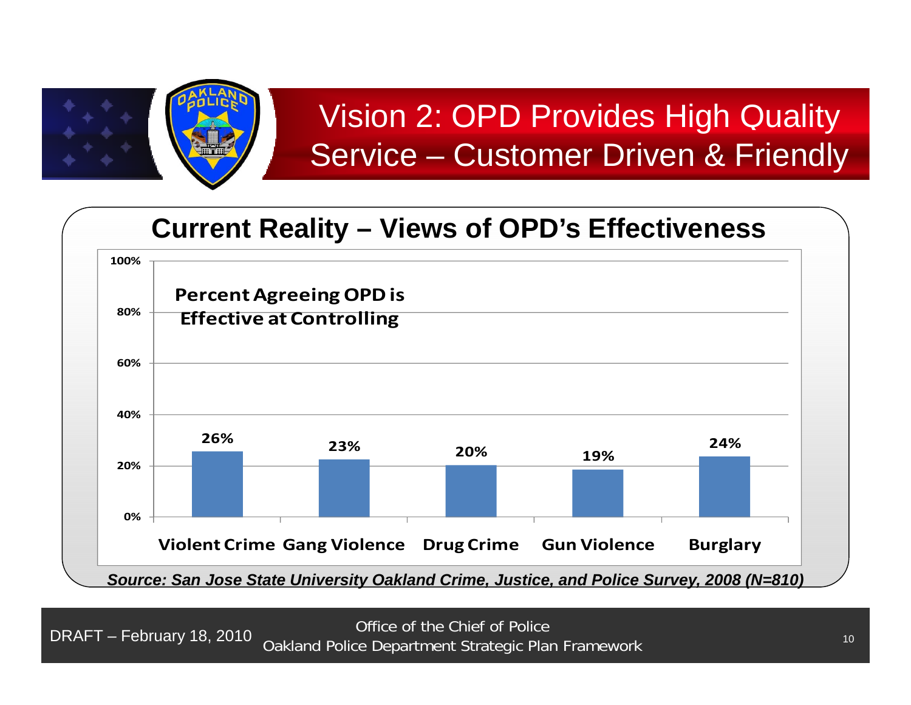# Vision 2: OPD Provides High Quality Service – Customer Driven & Friendly

## Current Reality – Views of OPD's Effectiveness

**Percent Agreeing OPD is Effective at Controlling**

| Category | Percent |
|---|---|
| Violent Crime | 26% |
| Gang Violence | 23% |
| Drug Crime | 20% |
| Gun Violence | 19% |
| Burglary | 24% |

***Source: San Jose State University Oakland Crime, Justice, and Police Survey, 2008 (N=810)***

DRAFT – February 18, 2010

Office of the Chief of Police
Oakland Police Department Strategic Plan Framework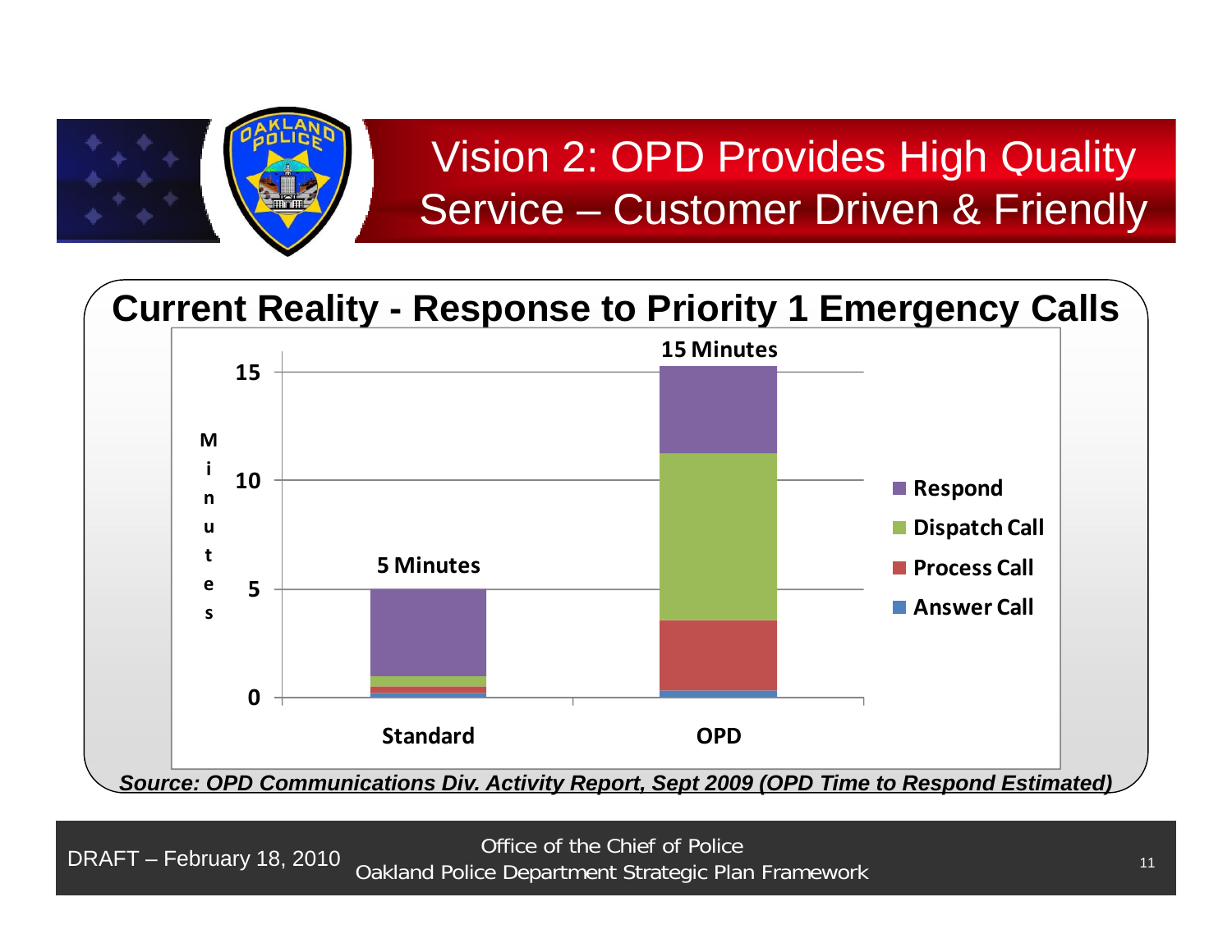# Vision 2: OPD Provides High Quality Service – Customer Driven & Friendly

## Current Reality - Response to Priority 1 Emergency Calls

| | Standard | OPD |
|---|---|---|
| Total | 5 Minutes | 15 Minutes |

Legend: Respond, Dispatch Call, Process Call, Answer Call

Y-axis: Minutes (0, 5, 10, 15)

*Source: OPD Communications Div. Activity Report, Sept 2009 (OPD Time to Respond Estimated)*

DRAFT – February 18, 2010

Office of the Chief of Police
Oakland Police Department Strategic Plan Framework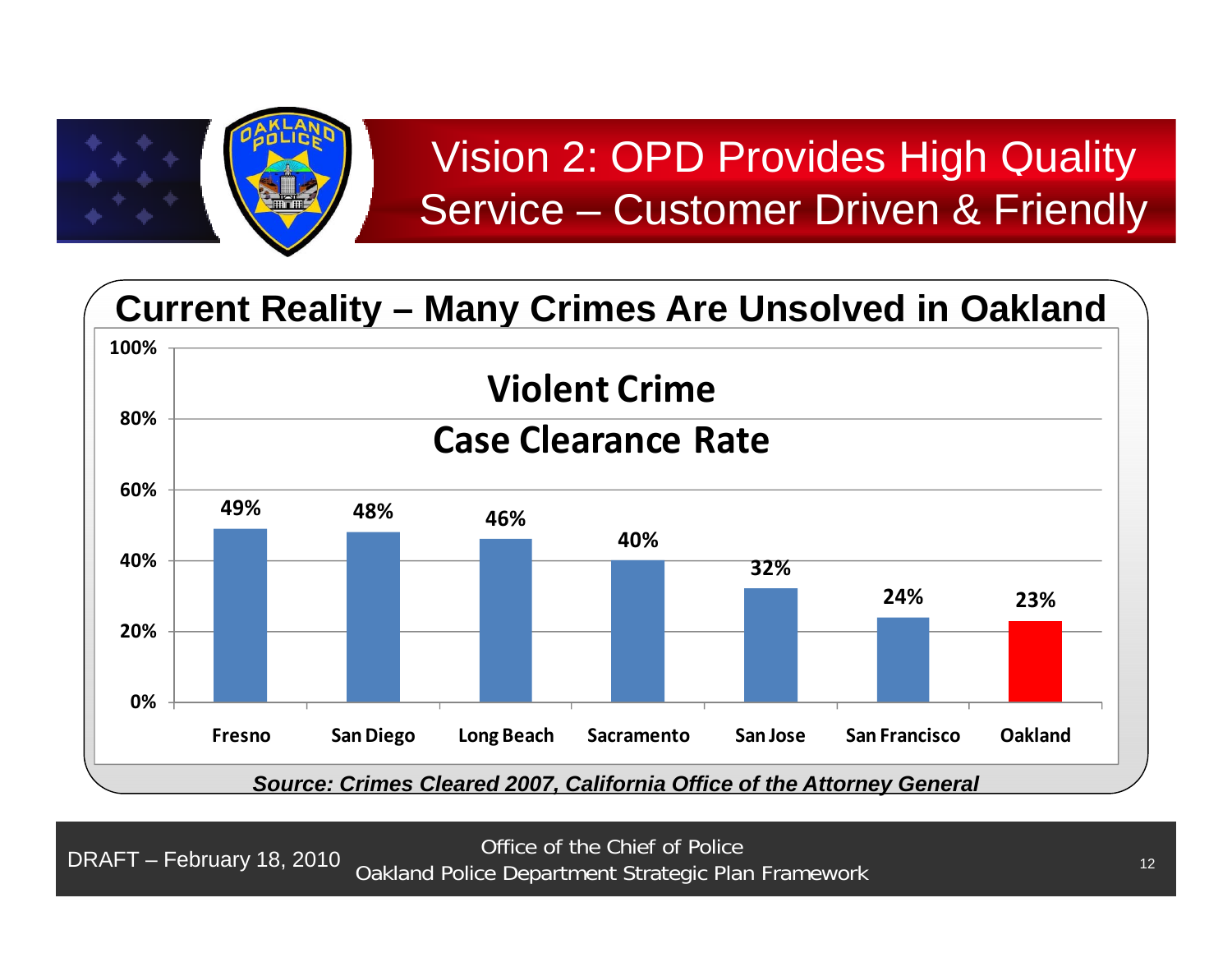# Vision 2: OPD Provides High Quality Service – Customer Driven & Friendly

## Current Reality – Many Crimes Are Unsolved in Oakland

**Violent Crime Case Clearance Rate**

| City | Clearance Rate |
| --- | --- |
| Fresno | 49% |
| San Diego | 48% |
| Long Beach | 46% |
| Sacramento | 40% |
| San Jose | 32% |
| San Francisco | 24% |
| Oakland | 23% |

***Source: Crimes Cleared 2007, California Office of the Attorney General***

DRAFT – February 18, 2010

Office of the Chief of Police
Oakland Police Department Strategic Plan Framework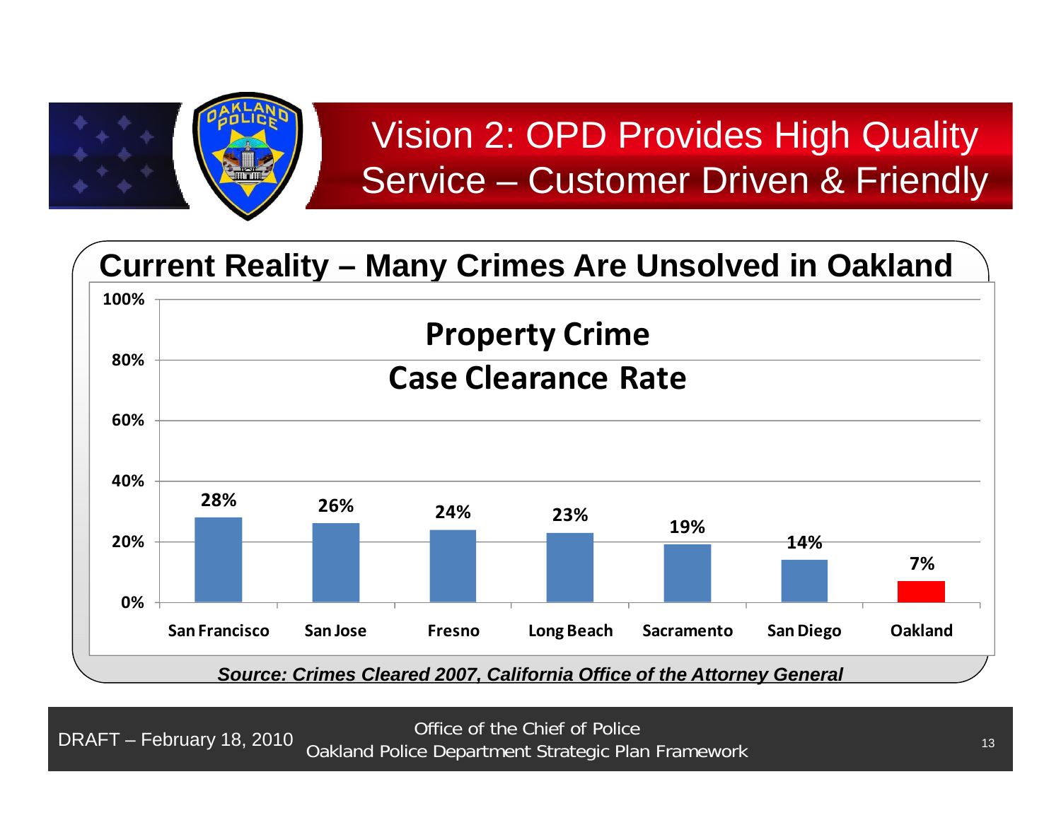# Vision 2: OPD Provides High Quality Service – Customer Driven & Friendly

## Current Reality – Many Crimes Are Unsolved in Oakland

**Property Crime Case Clearance Rate**

| City | Clearance Rate |
|---|---|
| San Francisco | 28% |
| San Jose | 26% |
| Fresno | 24% |
| Long Beach | 23% |
| Sacramento | 19% |
| San Diego | 14% |
| Oakland | 7% |

***Source: Crimes Cleared 2007, California Office of the Attorney General***

DRAFT – February 18, 2010

Office of the Chief of Police
Oakland Police Department Strategic Plan Framework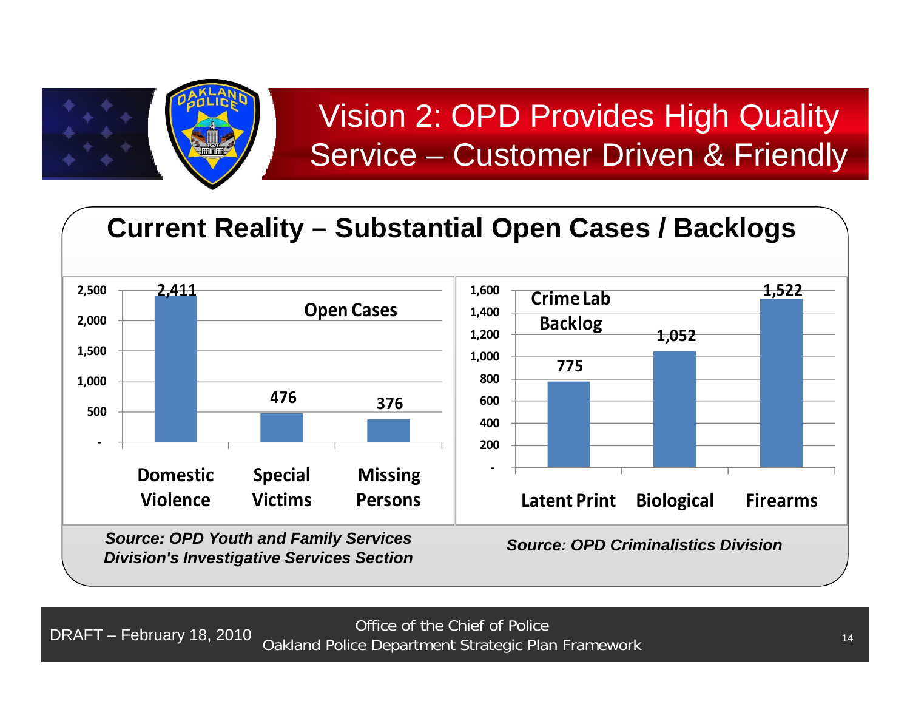# Vision 2: OPD Provides High Quality Service – Customer Driven & Friendly

## Current Reality – Substantial Open Cases / Backlogs

**Open Cases**

| Category | Open Cases |
|---|---|
| Domestic Violence | 2,411 |
| Special Victims | 476 |
| Missing Persons | 376 |

*Source: OPD Youth and Family Services Division's Investigative Services Section*

**Crime Lab Backlog**

| Category | Backlog |
|---|---|
| Latent Print | 775 |
| Biological | 1,052 |
| Firearms | 1,522 |

*Source: OPD Criminalistics Division*

DRAFT – February 18, 2010

Office of the Chief of Police
Oakland Police Department Strategic Plan Framework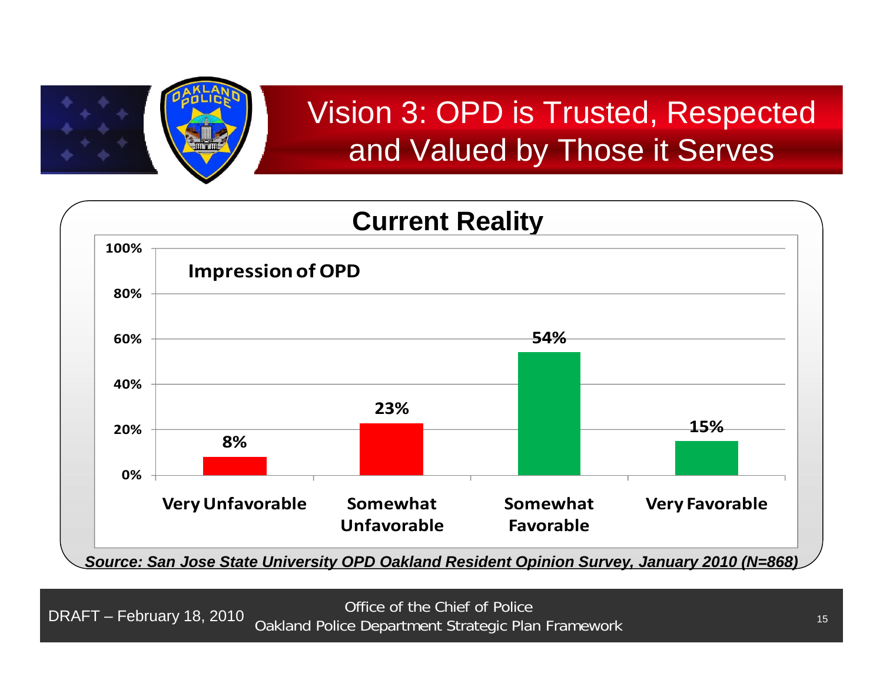# Vision 3: OPD is Trusted, Respected and Valued by Those it Serves

## Current Reality

**Impression of OPD**

| Impression | Percentage |
|---|---|
| Very Unfavorable | 8% |
| Somewhat Unfavorable | 23% |
| Somewhat Favorable | 54% |
| Very Favorable | 15% |

***Source: San Jose State University OPD Oakland Resident Opinion Survey, January 2010 (N=868)***

DRAFT – February 18, 2010

Office of the Chief of Police
Oakland Police Department Strategic Plan Framework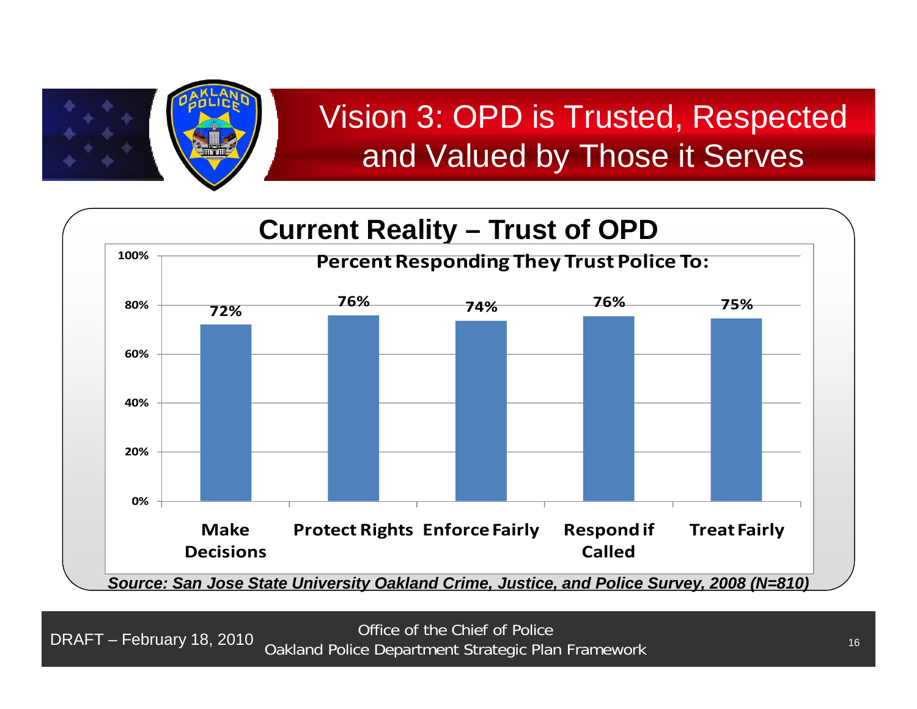# Vision 3: OPD is Trusted, Respected and Valued by Those it Serves

## Current Reality – Trust of OPD

**Percent Responding They Trust Police To:**

| | Make Decisions | Protect Rights | Enforce Fairly | Respond if Called | Treat Fairly |
|---|---|---|---|---|---|
| Percent | 72% | 76% | 74% | 76% | 75% |

***Source: San Jose State University Oakland Crime, Justice, and Police Survey, 2008 (N=810)***

DRAFT – February 18, 2010

Office of the Chief of Police
Oakland Police Department Strategic Plan Framework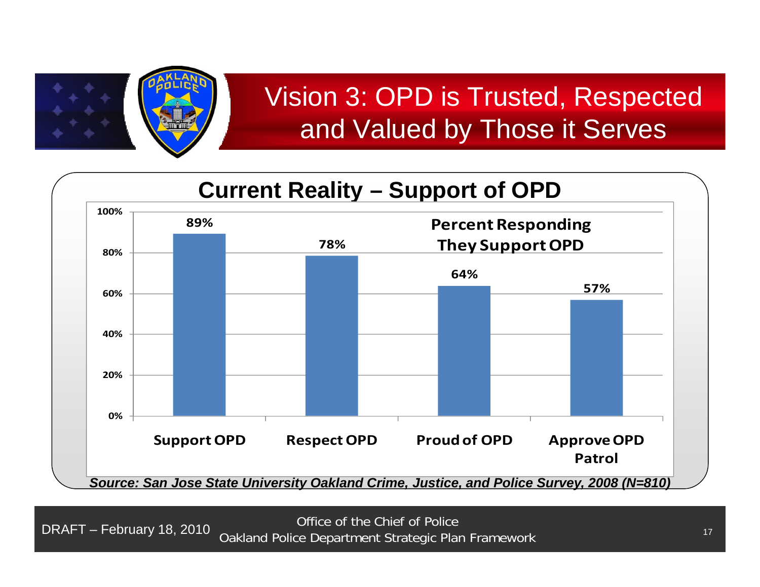# Vision 3: OPD is Trusted, Respected and Valued by Those it Serves

## Current Reality – Support of OPD

**Percent Responding They Support OPD**

| Measure | Percent |
|---|---|
| Support OPD | 89% |
| Respect OPD | 78% |
| Proud of OPD | 64% |
| Approve OPD Patrol | 57% |

***Source: San Jose State University Oakland Crime, Justice, and Police Survey, 2008 (N=810)***

DRAFT – February 18, 2010

Office of the Chief of Police
Oakland Police Department Strategic Plan Framework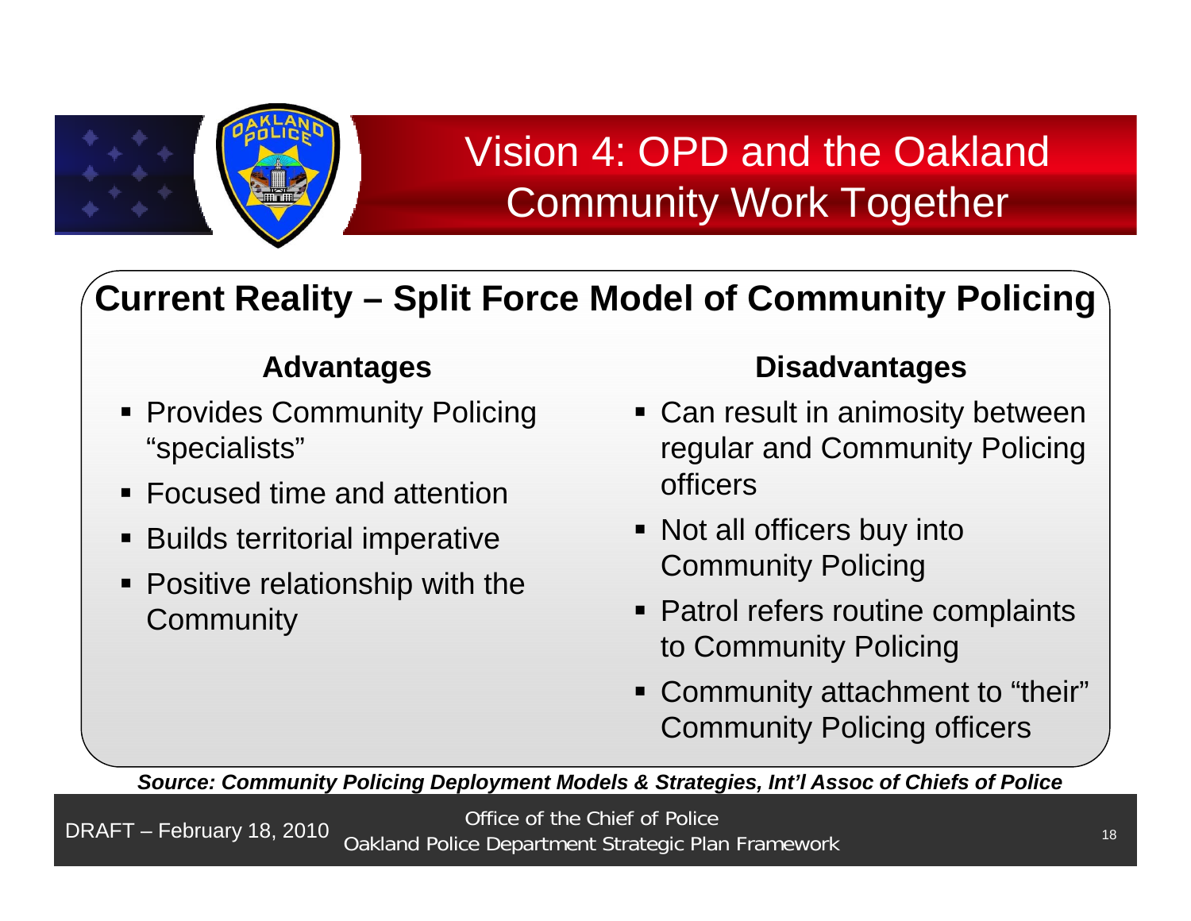# Vision 4: OPD and the Oakland Community Work Together

## Current Reality – Split Force Model of Community Policing

### Advantages

- Provides Community Policing "specialists"
- Focused time and attention
- Builds territorial imperative
- Positive relationship with the Community

### Disadvantages

- Can result in animosity between regular and Community Policing officers
- Not all officers buy into Community Policing
- Patrol refers routine complaints to Community Policing
- Community attachment to "their" Community Policing officers

***Source: Community Policing Deployment Models & Strategies, Int'l Assoc of Chiefs of Police***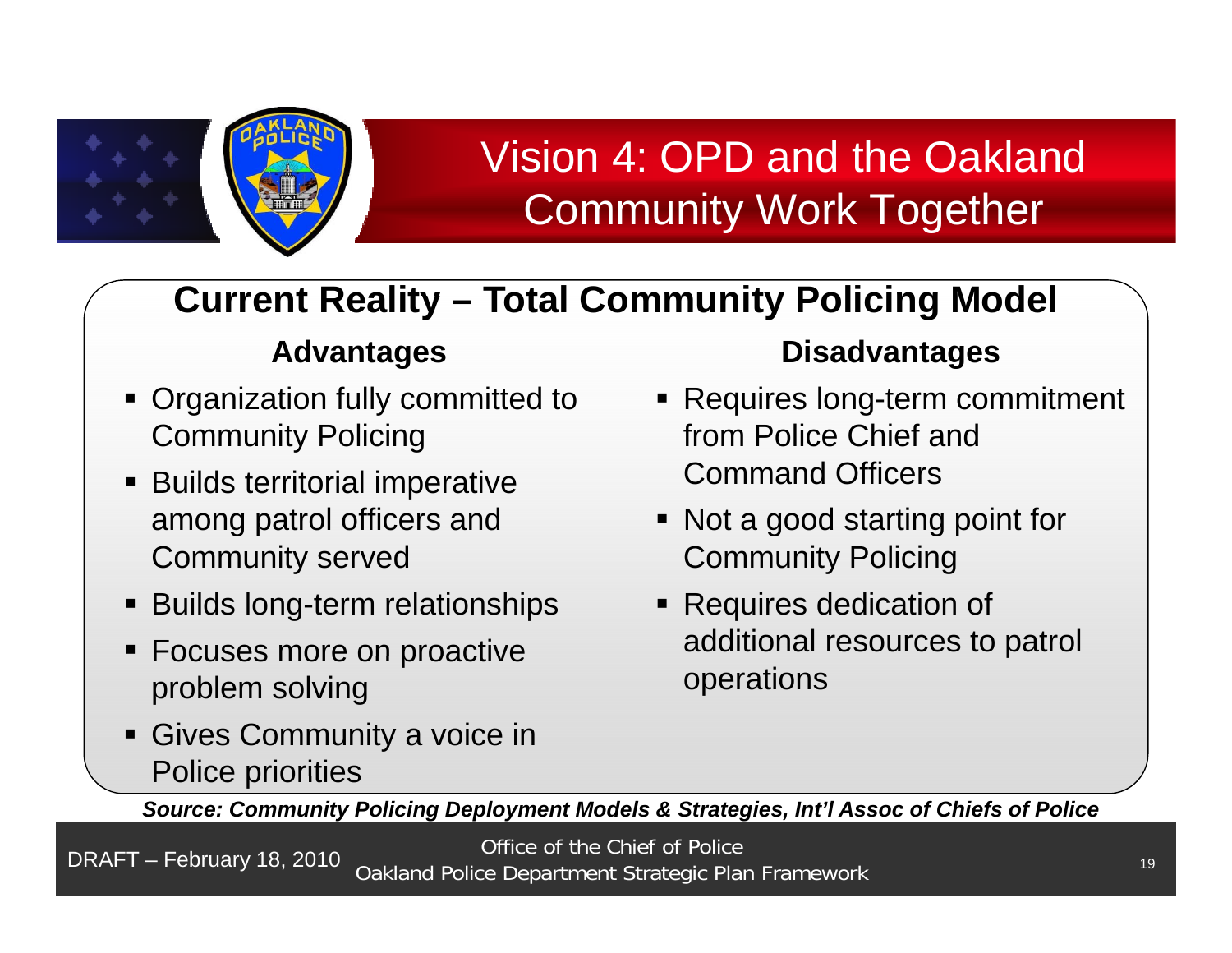# Vision 4: OPD and the Oakland Community Work Together

## Current Reality – Total Community Policing Model

### Advantages

- Organization fully committed to Community Policing
- Builds territorial imperative among patrol officers and Community served
- Builds long-term relationships
- Focuses more on proactive problem solving
- Gives Community a voice in Police priorities

### Disadvantages

- Requires long-term commitment from Police Chief and Command Officers
- Not a good starting point for Community Policing
- Requires dedication of additional resources to patrol operations

***Source: Community Policing Deployment Models & Strategies, Int'l Assoc of Chiefs of Police***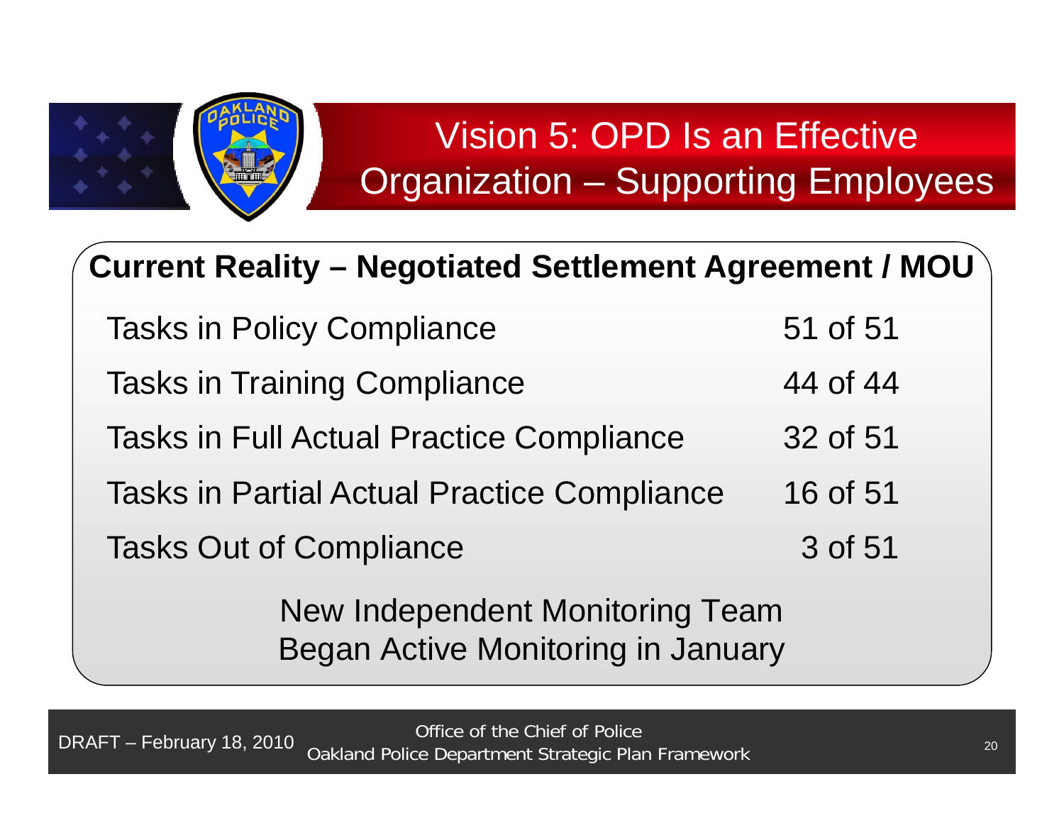# Vision 5: OPD Is an Effective Organization – Supporting Employees

## Current Reality – Negotiated Settlement Agreement / MOU

| Task | Status |
|---|---|
| Tasks in Policy Compliance | 51 of 51 |
| Tasks in Training Compliance | 44 of 44 |
| Tasks in Full Actual Practice Compliance | 32 of 51 |
| Tasks in Partial Actual Practice Compliance | 16 of 51 |
| Tasks Out of Compliance | 3 of 51 |

New Independent Monitoring Team
Began Active Monitoring in January

DRAFT – February 18, 2010

Office of the Chief of Police
Oakland Police Department Strategic Plan Framework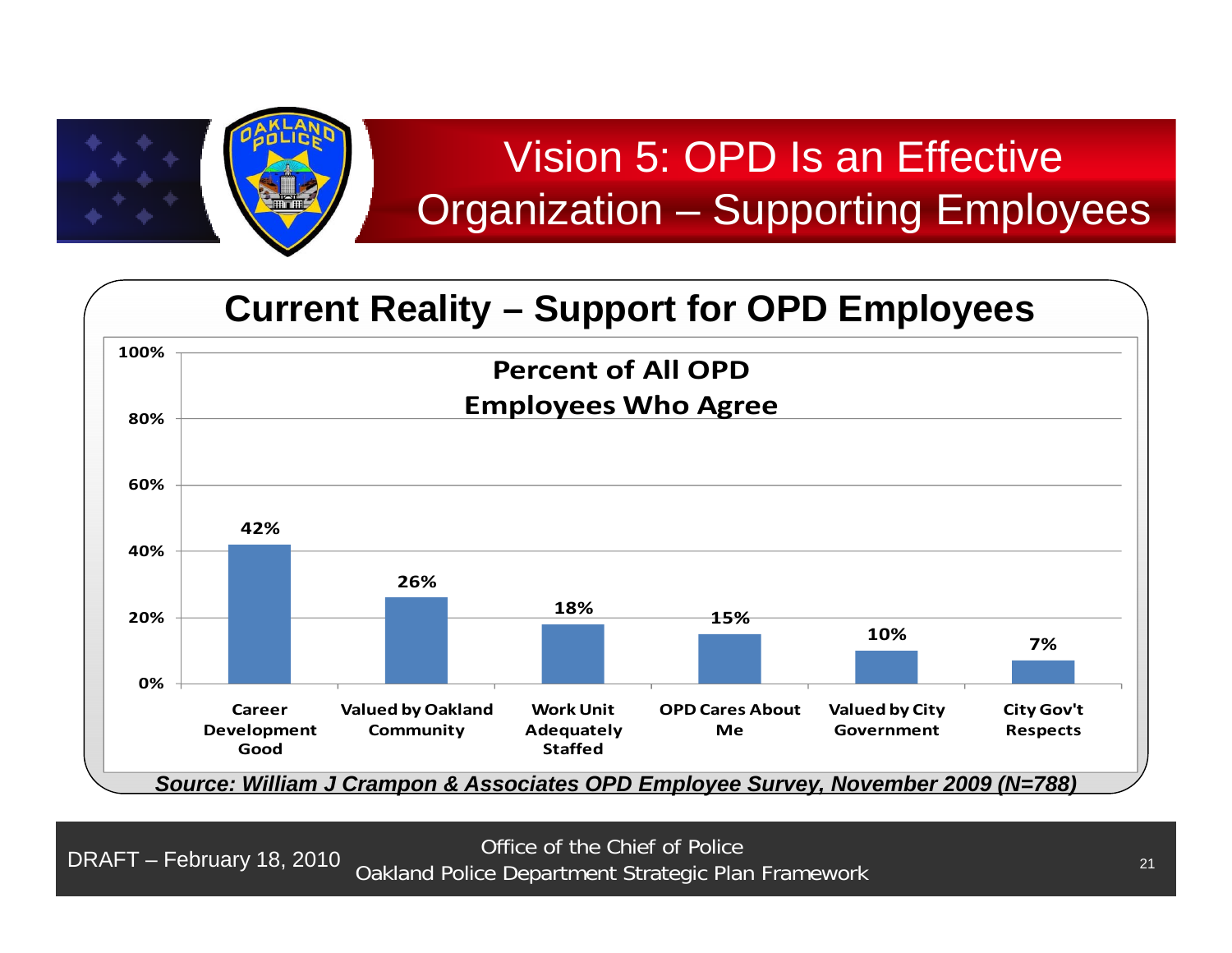# Vision 5: OPD Is an Effective Organization – Supporting Employees

## Current Reality – Support for OPD Employees

**Percent of All OPD Employees Who Agree**

| Item | Percent |
|---|---|
| Career Development Good | 42% |
| Valued by Oakland Community | 26% |
| Work Unit Adequately Staffed | 18% |
| OPD Cares About Me | 15% |
| Valued by City Government | 10% |
| City Gov't Respects | 7% |

***Source: William J Crampon & Associates OPD Employee Survey, November 2009 (N=788)***

DRAFT – February 18, 2010

Office of the Chief of Police
Oakland Police Department Strategic Plan Framework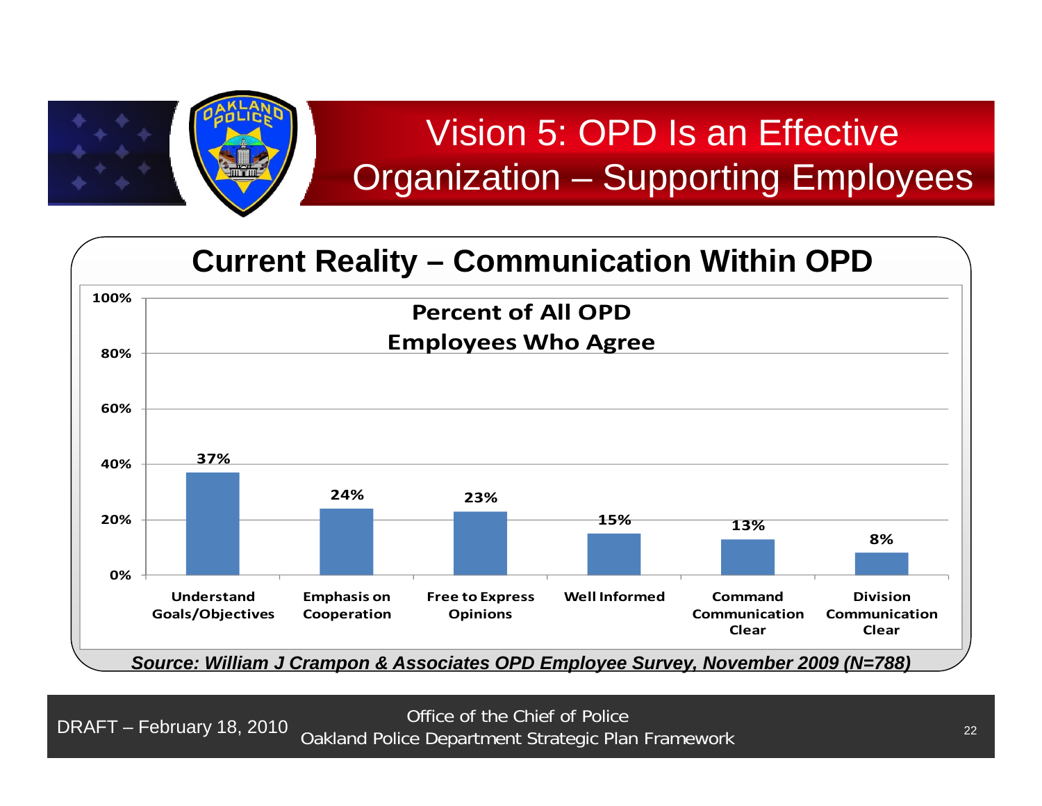# Vision 5: OPD Is an Effective Organization – Supporting Employees

## Current Reality – Communication Within OPD

**Percent of All OPD Employees Who Agree**

| Item | Percent |
| --- | --- |
| Understand Goals/Objectives | 37% |
| Emphasis on Cooperation | 24% |
| Free to Express Opinions | 23% |
| Well Informed | 15% |
| Command Communication Clear | 13% |
| Division Communication Clear | 8% |

***Source: William J Crampon & Associates OPD Employee Survey, November 2009 (N=788)***

DRAFT – February 18, 2010

Office of the Chief of Police
Oakland Police Department Strategic Plan Framework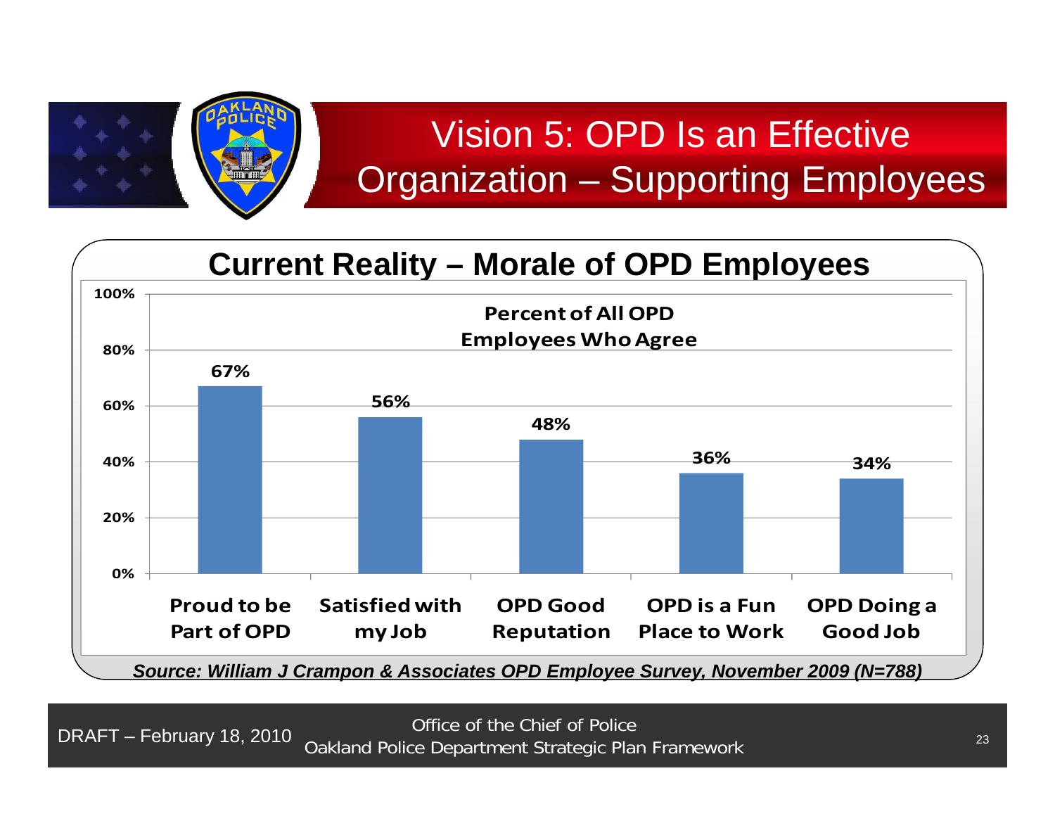# Vision 5: OPD Is an Effective Organization – Supporting Employees

## Current Reality – Morale of OPD Employees

**Percent of All OPD Employees Who Agree**

| Statement | Percent |
|---|---|
| Proud to be Part of OPD | 67% |
| Satisfied with my Job | 56% |
| OPD Good Reputation | 48% |
| OPD is a Fun Place to Work | 36% |
| OPD Doing a Good Job | 34% |

***Source: William J Crampon & Associates OPD Employee Survey, November 2009 (N=788)***

DRAFT – February 18, 2010

Office of the Chief of Police
Oakland Police Department Strategic Plan Framework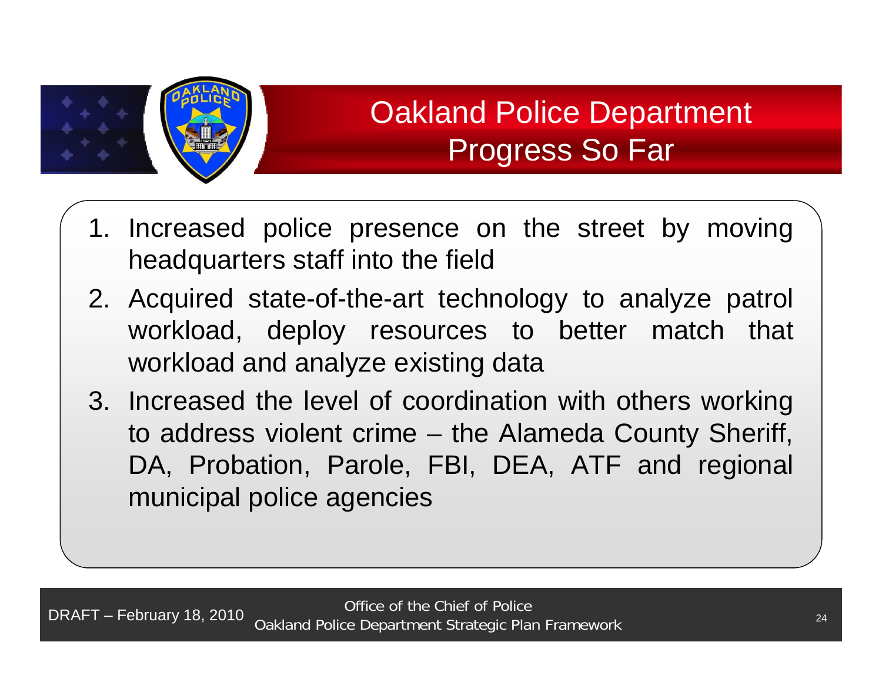# Oakland Police Department Progress So Far

1. Increased police presence on the street by moving headquarters staff into the field
2. Acquired state-of-the-art technology to analyze patrol workload, deploy resources to better match that workload and analyze existing data
3. Increased the level of coordination with others working to address violent crime – the Alameda County Sheriff, DA, Probation, Parole, FBI, DEA, ATF and regional municipal police agencies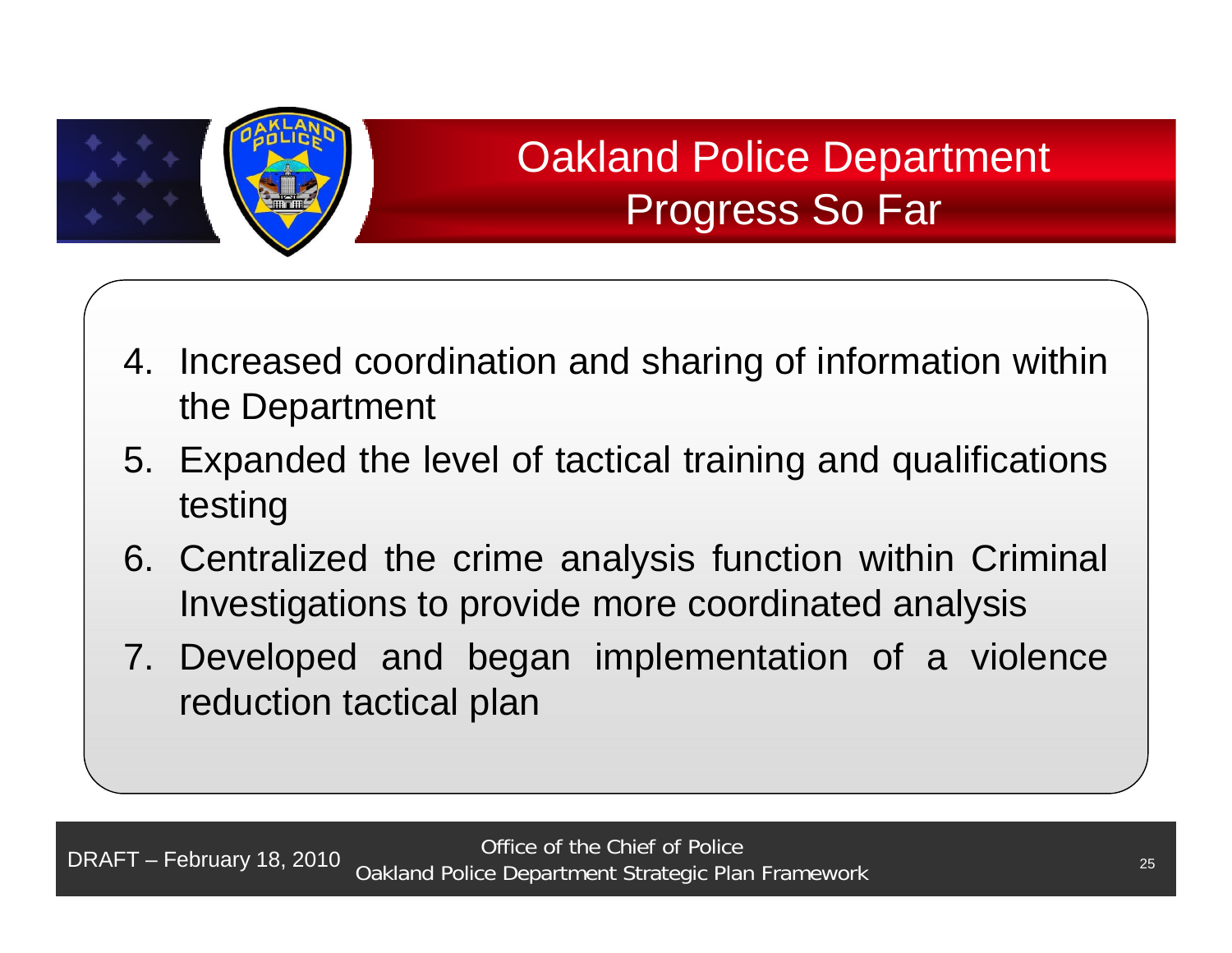# Oakland Police Department
## Progress So Far

4. Increased coordination and sharing of information within the Department
5. Expanded the level of tactical training and qualifications testing
6. Centralized the crime analysis function within Criminal Investigations to provide more coordinated analysis
7. Developed and began implementation of a violence reduction tactical plan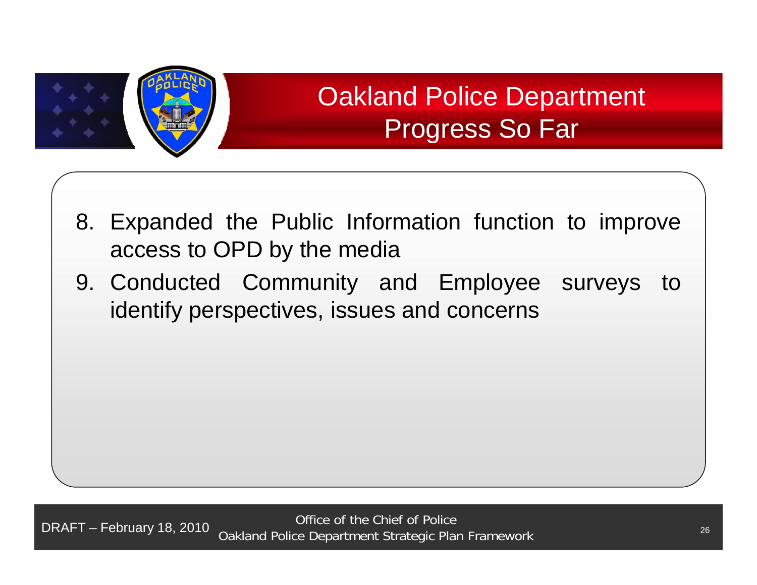# Oakland Police Department
## Progress So Far

8. Expanded the Public Information function to improve access to OPD by the media
9. Conducted Community and Employee surveys to identify perspectives, issues and concerns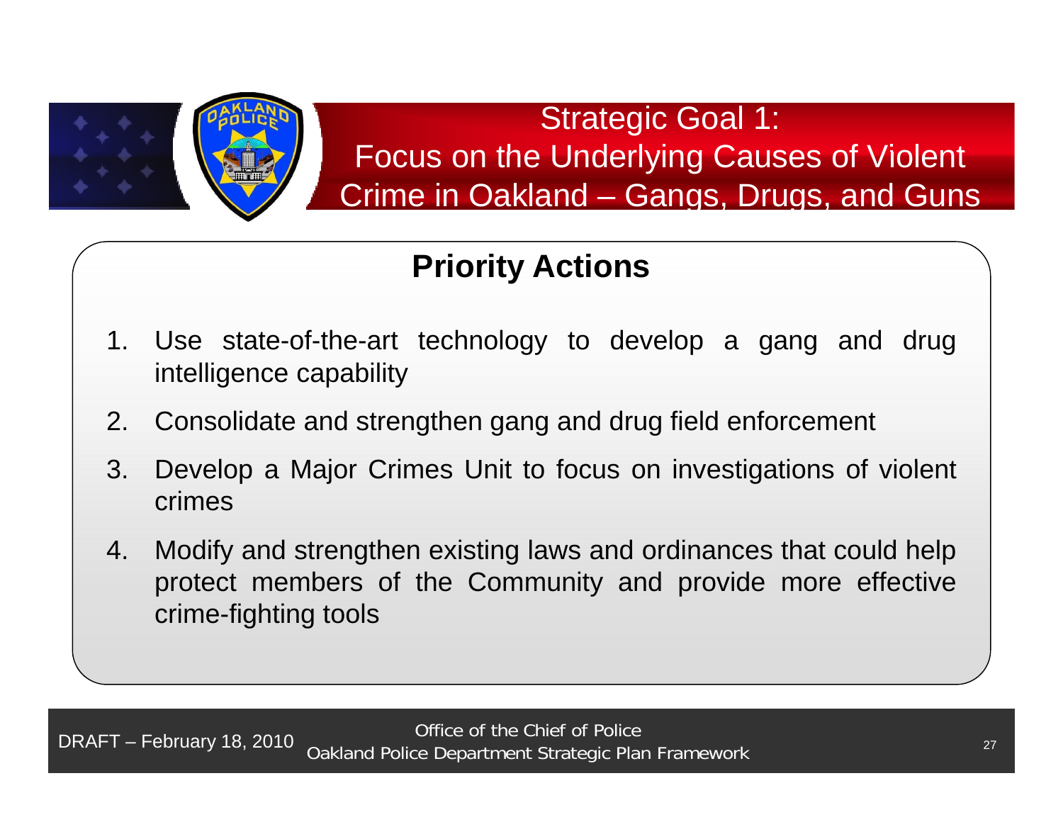# Strategic Goal 1: Focus on the Underlying Causes of Violent Crime in Oakland – Gangs, Drugs, and Guns

## Priority Actions

1. Use state-of-the-art technology to develop a gang and drug intelligence capability
2. Consolidate and strengthen gang and drug field enforcement
3. Develop a Major Crimes Unit to focus on investigations of violent crimes
4. Modify and strengthen existing laws and ordinances that could help protect members of the Community and provide more effective crime-fighting tools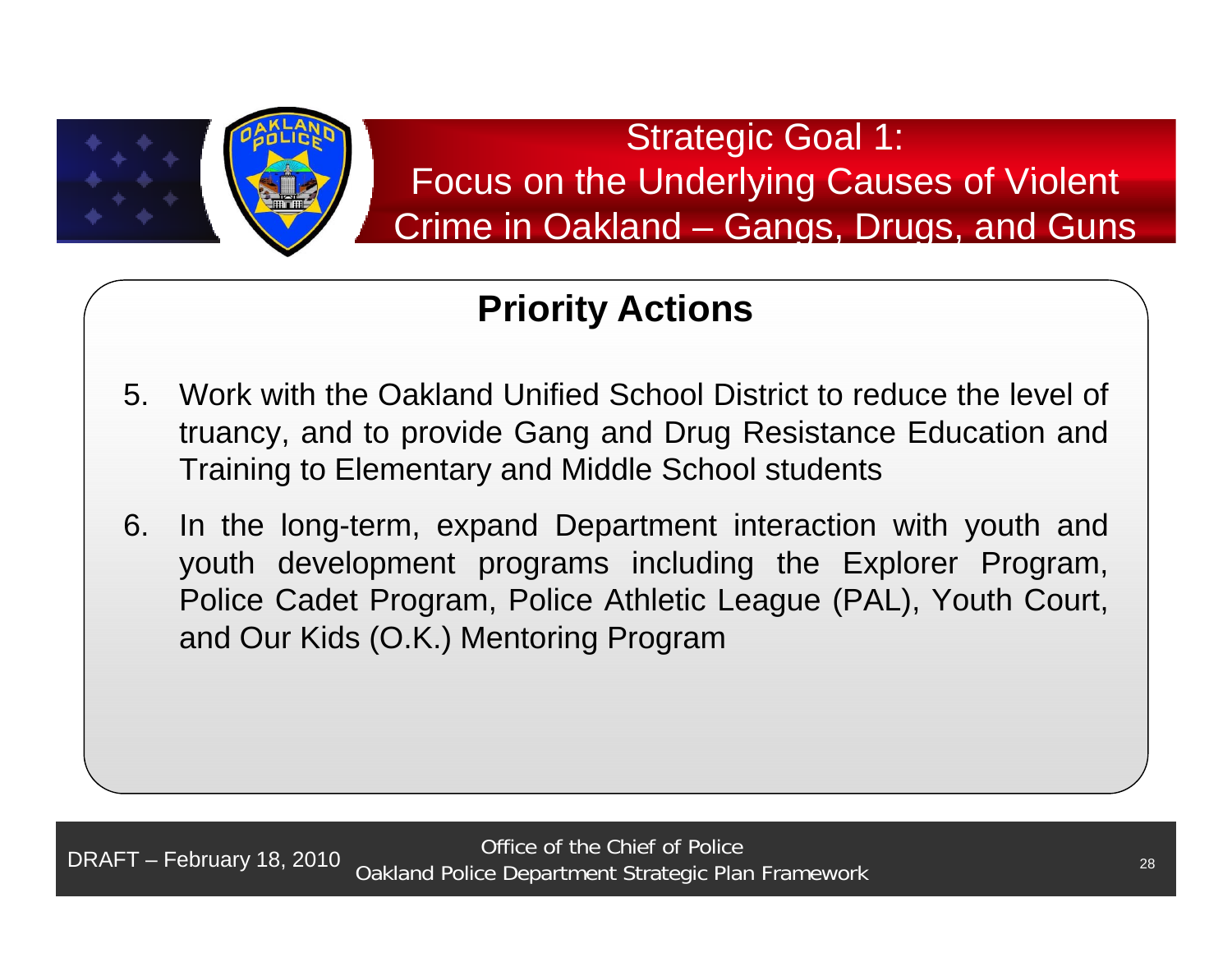# Strategic Goal 1: Focus on the Underlying Causes of Violent Crime in Oakland – Gangs, Drugs, and Guns

## Priority Actions

5. Work with the Oakland Unified School District to reduce the level of truancy, and to provide Gang and Drug Resistance Education and Training to Elementary and Middle School students
6. In the long-term, expand Department interaction with youth and youth development programs including the Explorer Program, Police Cadet Program, Police Athletic League (PAL), Youth Court, and Our Kids (O.K.) Mentoring Program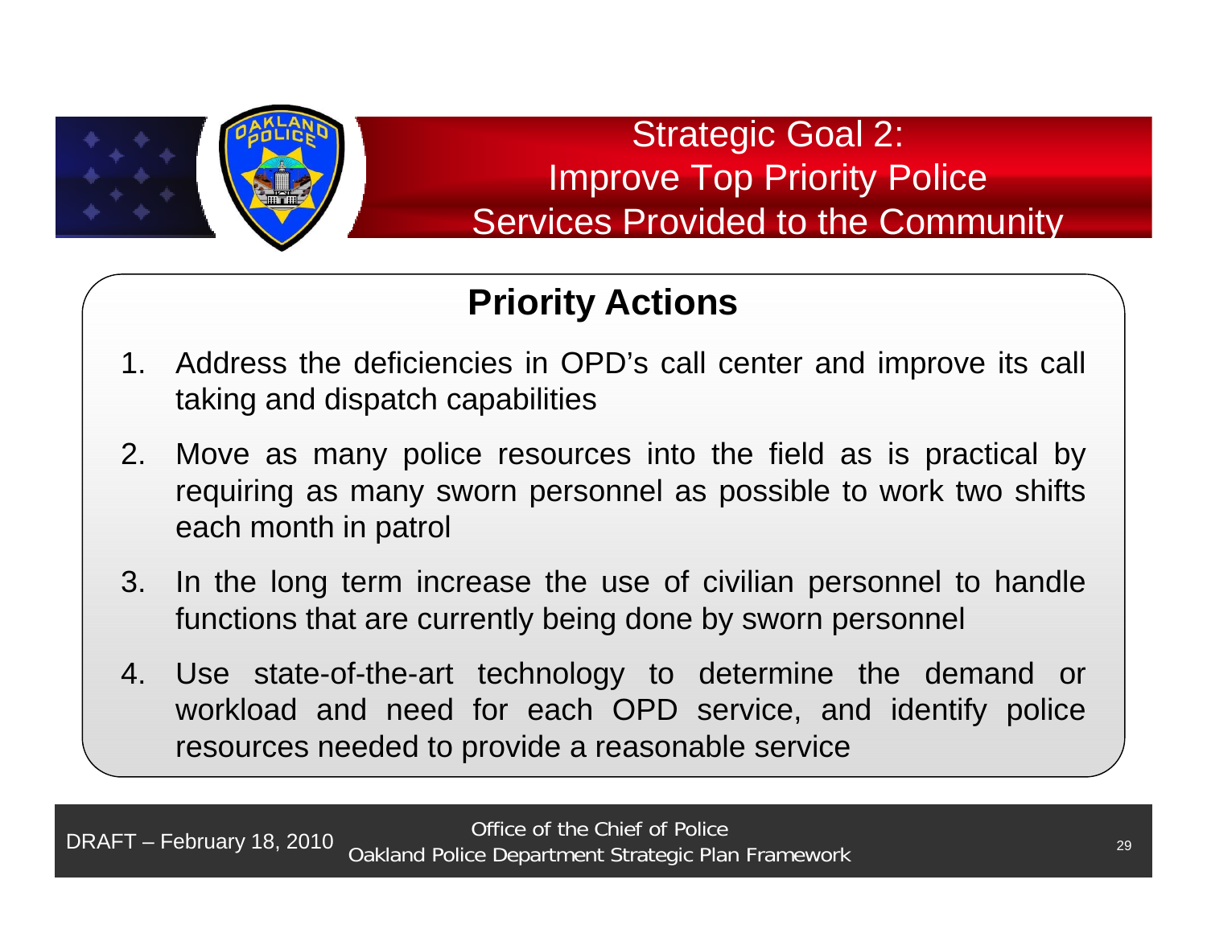# Strategic Goal 2: Improve Top Priority Police Services Provided to the Community

## Priority Actions

1. Address the deficiencies in OPD's call center and improve its call taking and dispatch capabilities
2. Move as many police resources into the field as is practical by requiring as many sworn personnel as possible to work two shifts each month in patrol
3. In the long term increase the use of civilian personnel to handle functions that are currently being done by sworn personnel
4. Use state-of-the-art technology to determine the demand or workload and need for each OPD service, and identify police resources needed to provide a reasonable service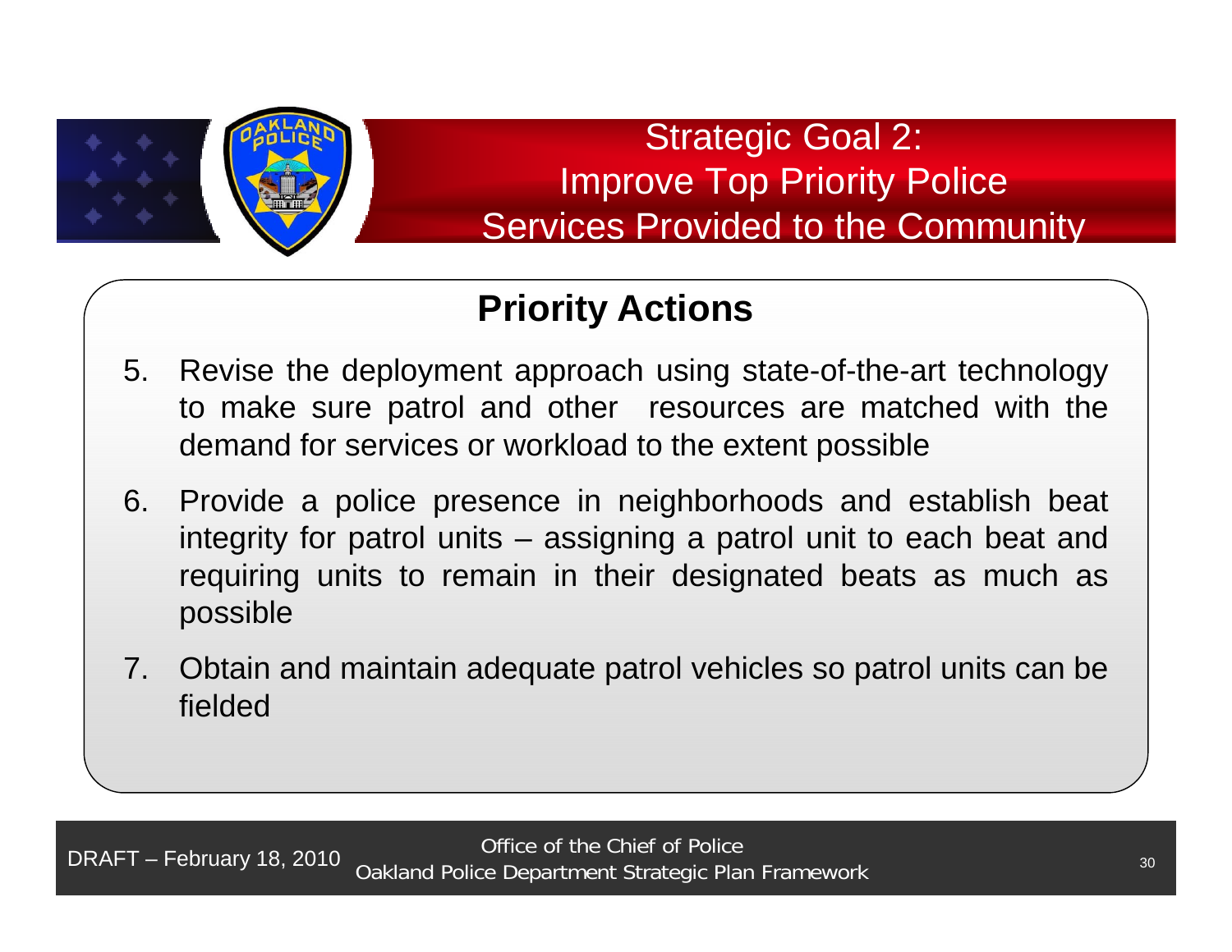# Strategic Goal 2: Improve Top Priority Police Services Provided to the Community

## Priority Actions

5. Revise the deployment approach using state-of-the-art technology to make sure patrol and other resources are matched with the demand for services or workload to the extent possible
6. Provide a police presence in neighborhoods and establish beat integrity for patrol units – assigning a patrol unit to each beat and requiring units to remain in their designated beats as much as possible
7. Obtain and maintain adequate patrol vehicles so patrol units can be fielded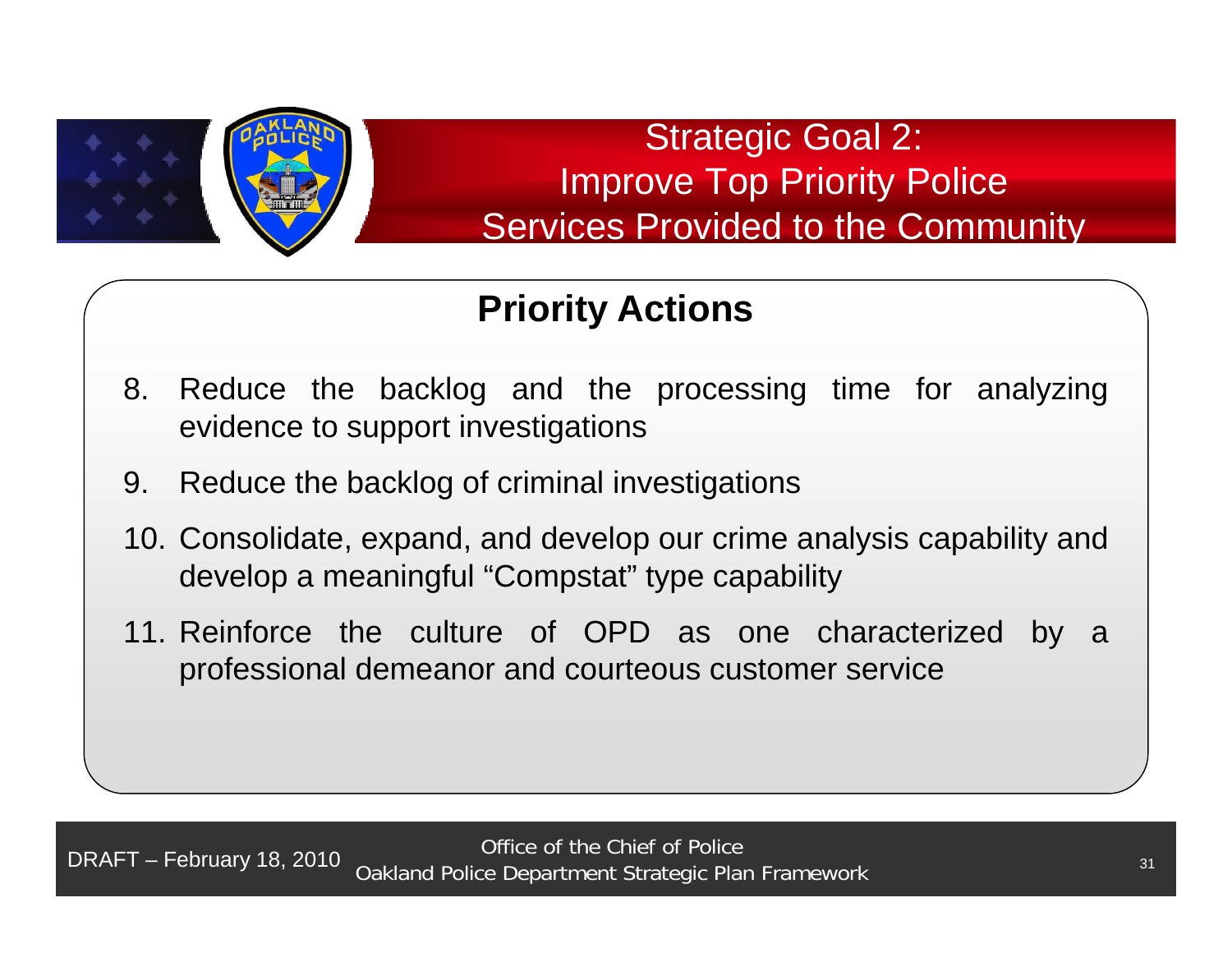# Strategic Goal 2: Improve Top Priority Police Services Provided to the Community

## Priority Actions

8. Reduce the backlog and the processing time for analyzing evidence to support investigations
9. Reduce the backlog of criminal investigations
10. Consolidate, expand, and develop our crime analysis capability and develop a meaningful "Compstat" type capability
11. Reinforce the culture of OPD as one characterized by a professional demeanor and courteous customer service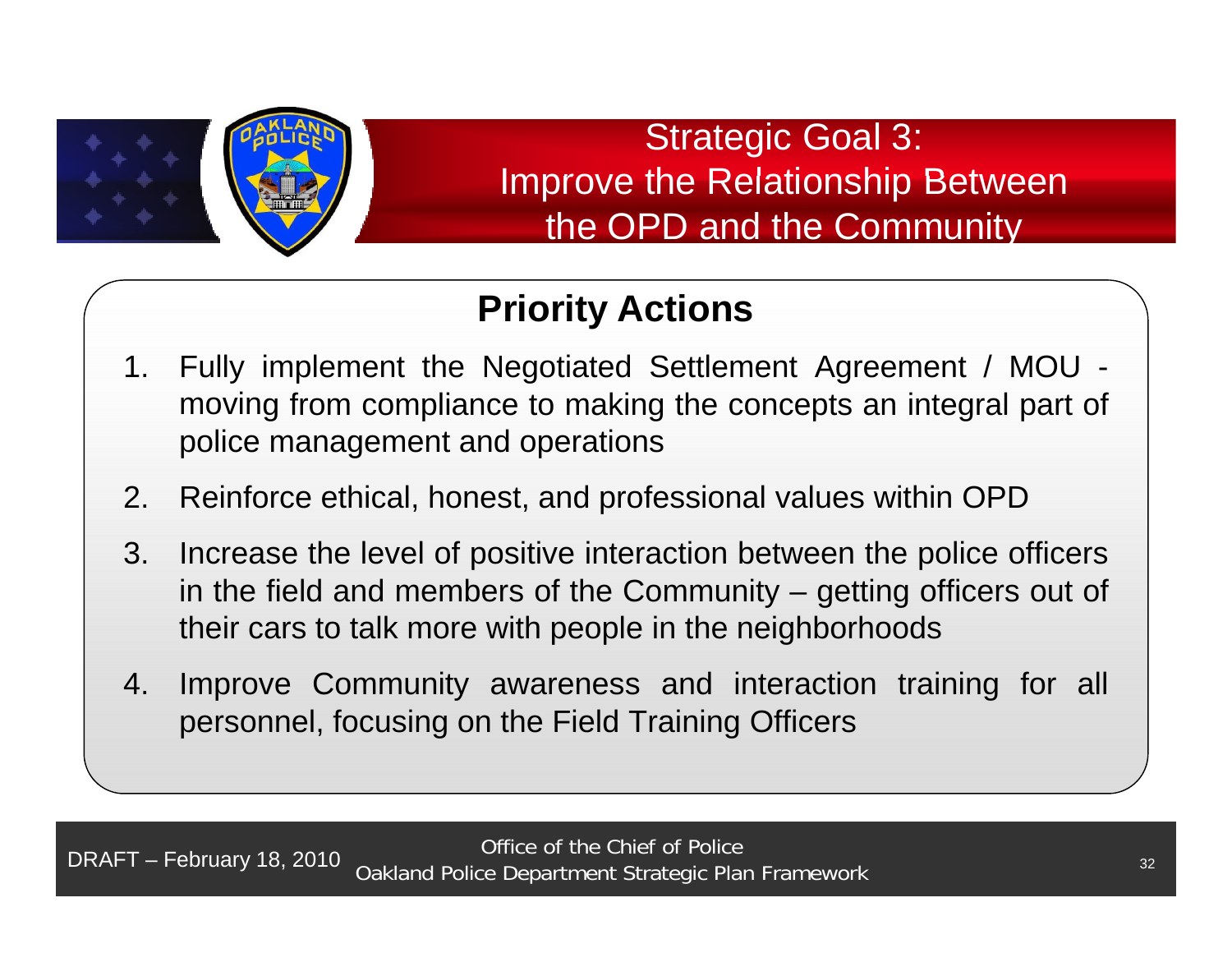# Strategic Goal 3: Improve the Relationship Between the OPD and the Community

## Priority Actions

1. Fully implement the Negotiated Settlement Agreement / MOU - moving from compliance to making the concepts an integral part of police management and operations
2. Reinforce ethical, honest, and professional values within OPD
3. Increase the level of positive interaction between the police officers in the field and members of the Community – getting officers out of their cars to talk more with people in the neighborhoods
4. Improve Community awareness and interaction training for all personnel, focusing on the Field Training Officers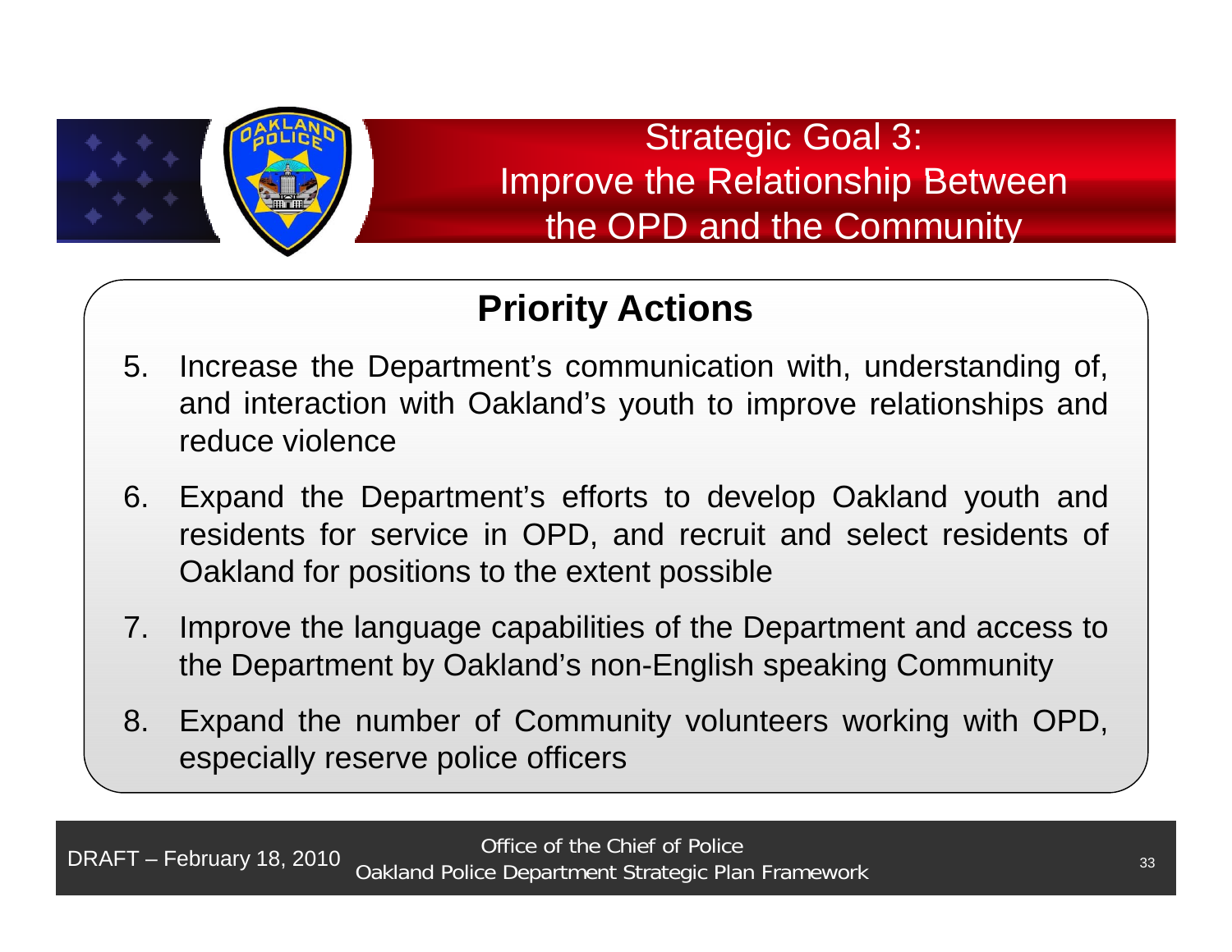# Strategic Goal 3: Improve the Relationship Between the OPD and the Community

## Priority Actions

5. Increase the Department's communication with, understanding of, and interaction with Oakland's youth to improve relationships and reduce violence
6. Expand the Department's efforts to develop Oakland youth and residents for service in OPD, and recruit and select residents of Oakland for positions to the extent possible
7. Improve the language capabilities of the Department and access to the Department by Oakland's non-English speaking Community
8. Expand the number of Community volunteers working with OPD, especially reserve police officers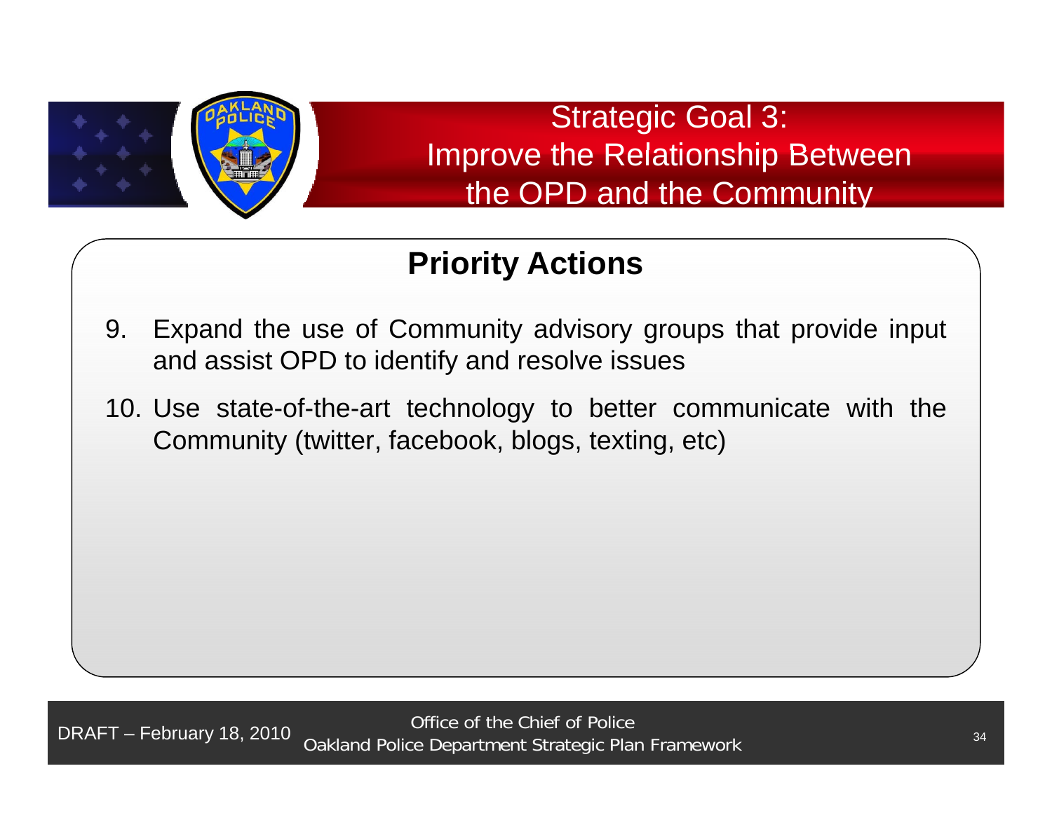# Strategic Goal 3: Improve the Relationship Between the OPD and the Community

## Priority Actions

9. Expand the use of Community advisory groups that provide input and assist OPD to identify and resolve issues
10. Use state-of-the-art technology to better communicate with the Community (twitter, facebook, blogs, texting, etc)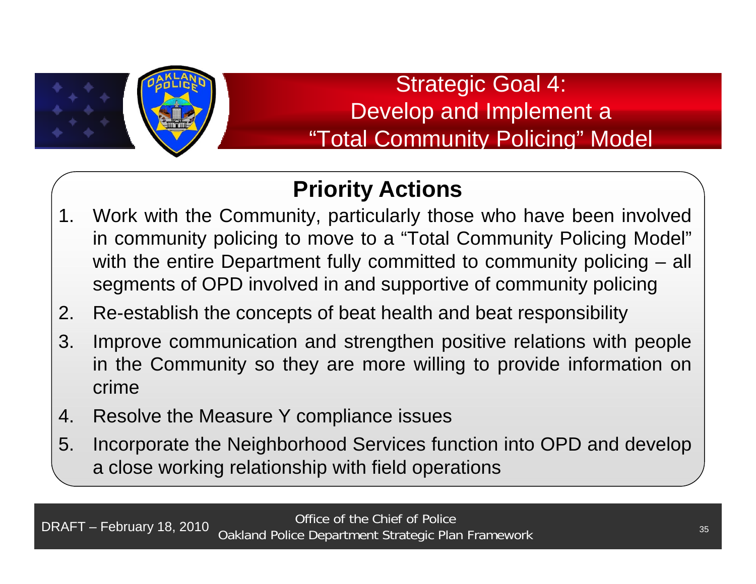# Strategic Goal 4: Develop and Implement a "Total Community Policing" Model

## Priority Actions

1. Work with the Community, particularly those who have been involved in community policing to move to a "Total Community Policing Model" with the entire Department fully committed to community policing – all segments of OPD involved in and supportive of community policing
2. Re-establish the concepts of beat health and beat responsibility
3. Improve communication and strengthen positive relations with people in the Community so they are more willing to provide information on crime
4. Resolve the Measure Y compliance issues
5. Incorporate the Neighborhood Services function into OPD and develop a close working relationship with field operations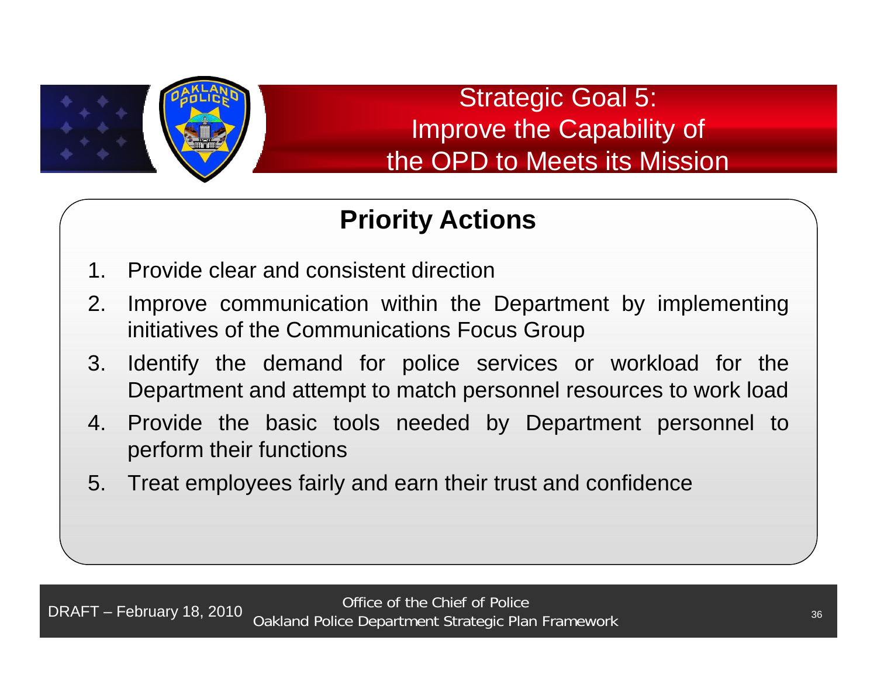# Strategic Goal 5: Improve the Capability of the OPD to Meets its Mission

## Priority Actions

1. Provide clear and consistent direction
2. Improve communication within the Department by implementing initiatives of the Communications Focus Group
3. Identify the demand for police services or workload for the Department and attempt to match personnel resources to work load
4. Provide the basic tools needed by Department personnel to perform their functions
5. Treat employees fairly and earn their trust and confidence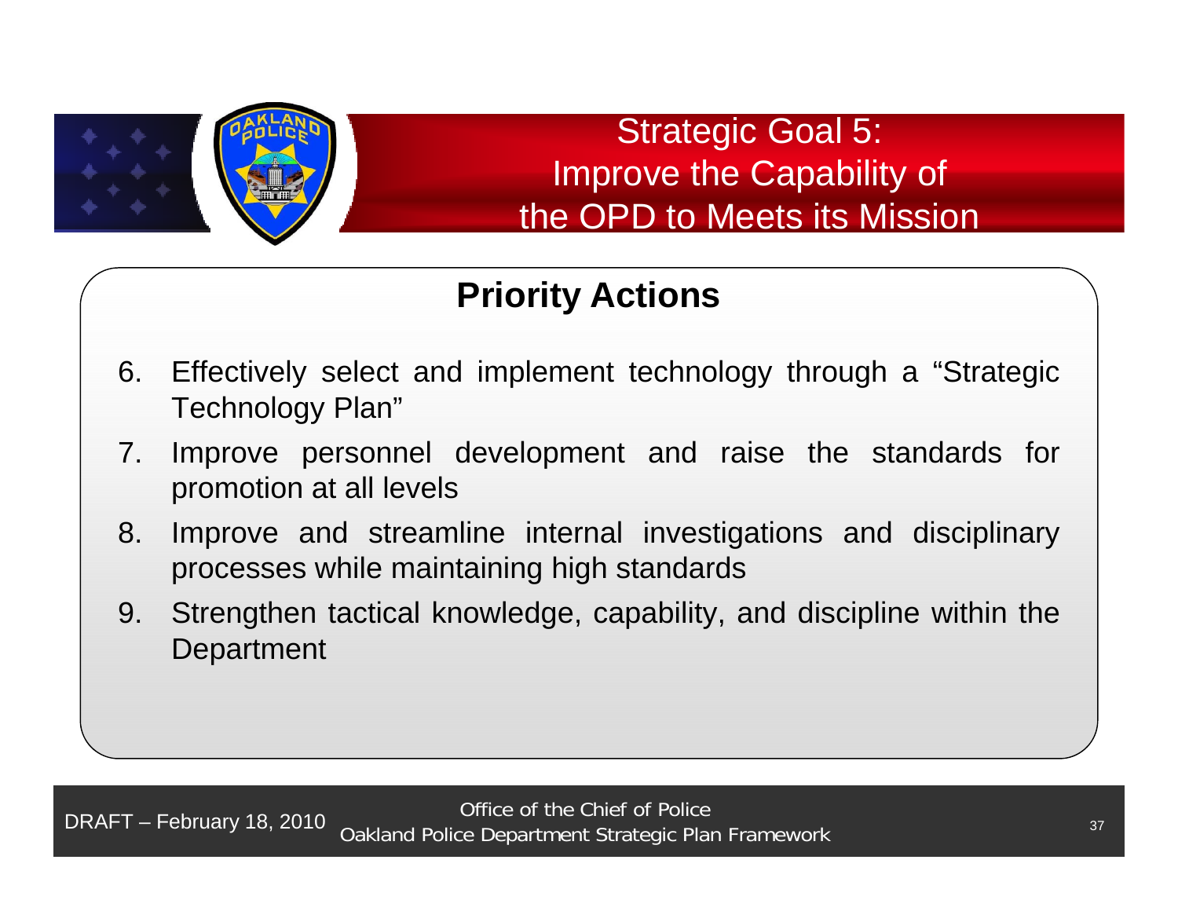# Strategic Goal 5: Improve the Capability of the OPD to Meets its Mission

## Priority Actions

6. Effectively select and implement technology through a "Strategic Technology Plan"
7. Improve personnel development and raise the standards for promotion at all levels
8. Improve and streamline internal investigations and disciplinary processes while maintaining high standards
9. Strengthen tactical knowledge, capability, and discipline within the Department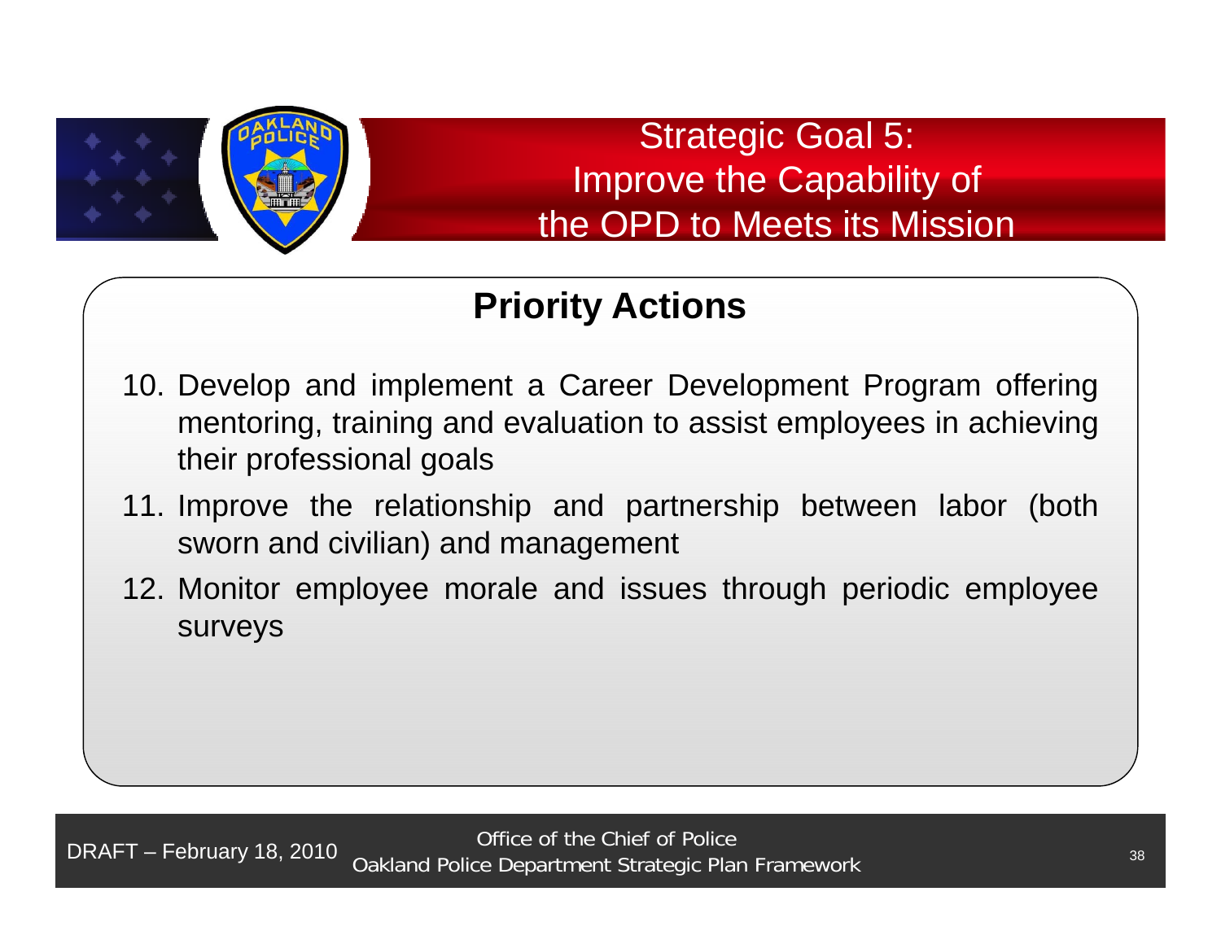# Strategic Goal 5: Improve the Capability of the OPD to Meets its Mission

## Priority Actions

10. Develop and implement a Career Development Program offering mentoring, training and evaluation to assist employees in achieving their professional goals
11. Improve the relationship and partnership between labor (both sworn and civilian) and management
12. Monitor employee morale and issues through periodic employee surveys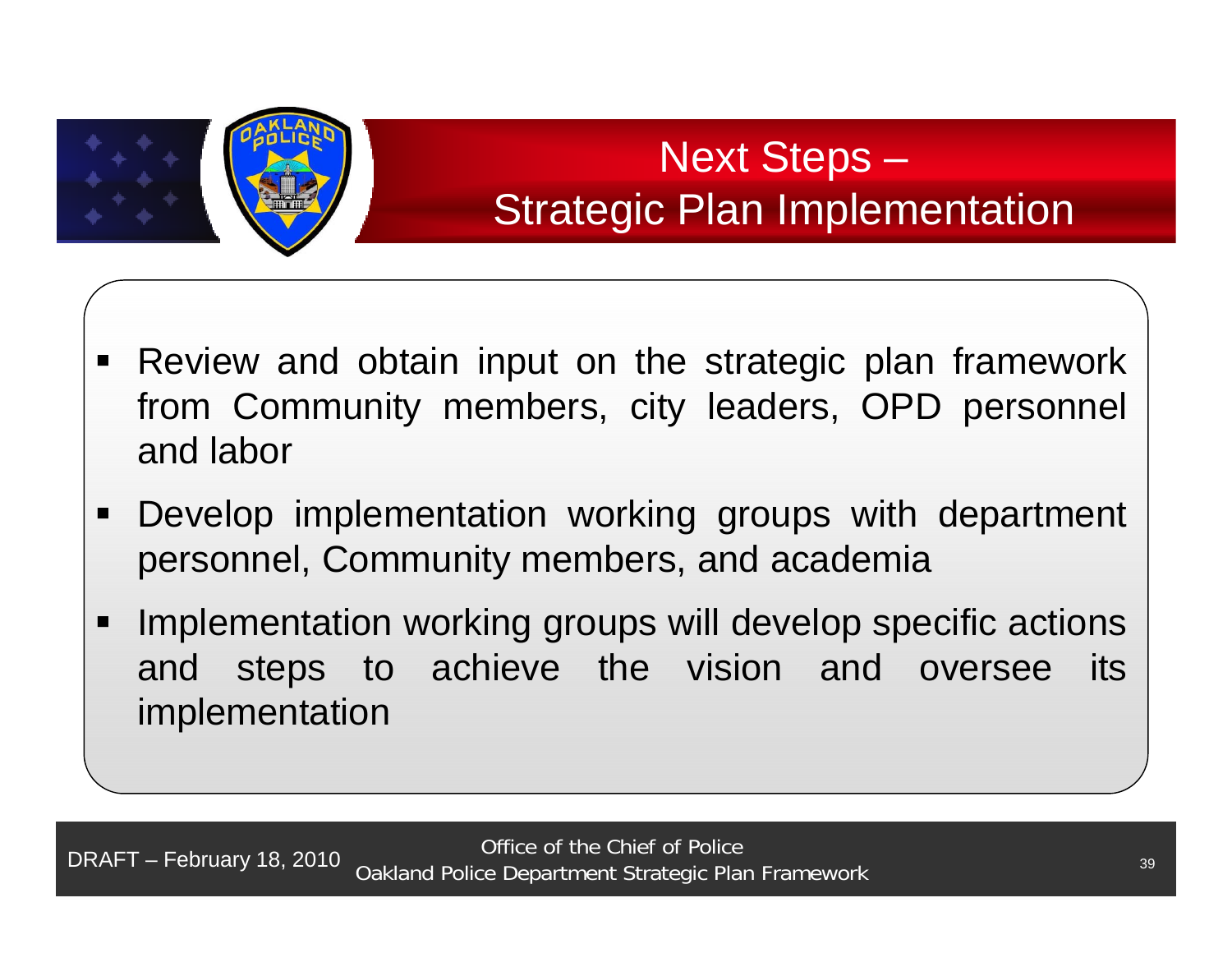# Next Steps – Strategic Plan Implementation

- Review and obtain input on the strategic plan framework from Community members, city leaders, OPD personnel and labor
- Develop implementation working groups with department personnel, Community members, and academia
- Implementation working groups will develop specific actions and steps to achieve the vision and oversee its implementation